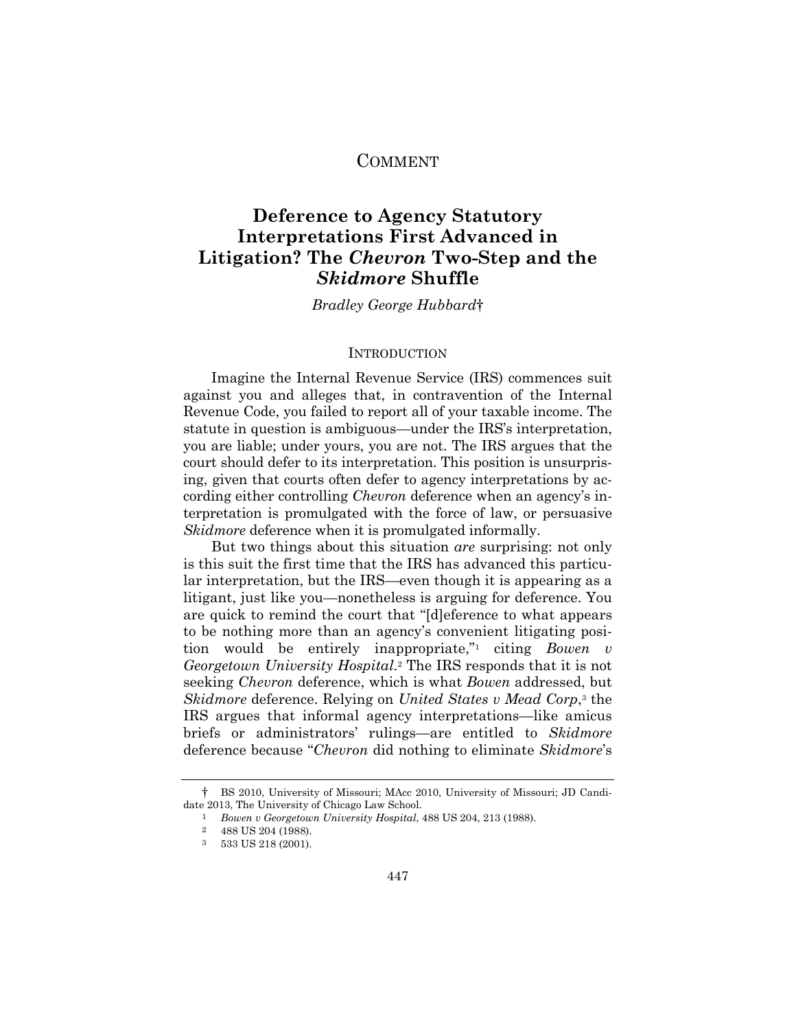# COMMENT

## Deference to Agency Statutory Interpretations First Advanced in Litigation? The *Chevron* Two-Step and the *Skidmore* Shuffle

*Bradley George Hubbard*†

### INTRODUCTION

Imagine the Internal Revenue Service (IRS) commences suit against you and alleges that, in contravention of the Internal Revenue Code, you failed to report all of your taxable income. The statute in question is ambiguous—under the IRS's interpretation, you are liable; under yours, you are not. The IRS argues that the court should defer to its interpretation. This position is unsurprising, given that courts often defer to agency interpretations by according either controlling *Chevron* deference when an agency's interpretation is promulgated with the force of law, or persuasive *Skidmore* deference when it is promulgated informally.

But two things about this situation *are* surprising: not only is this suit the first time that the IRS has advanced this particular interpretation, but the IRS—even though it is appearing as a litigant, just like you—nonetheless is arguing for deference. You are quick to remind the court that "[d]eference to what appears to be nothing more than an agency's convenient litigating position would be entirely inappropriate,"[1] citing *Bowen v Georgetown University Hospital*.[2] The IRS responds that it is not seeking *Chevron* deference, which is what *Bowen* addressed, but *Skidmore* deference. Relying on *United States v Mead Corp*,[3] the IRS argues that informal agency interpretations—like amicus briefs or administrators' rulings—are entitled to *Skidmore* deference because "*Chevron* did nothing to eliminate *Skidmore*'s

---

† BS 2010, University of Missouri; MAcc 2010, University of Missouri; JD Candidate 2013, The University of Chicago Law School.

[1] *Bowen v Georgetown University Hospital*, 488 US 204, 213 (1988).

[2] 488 US 204 (1988).

[3] 533 US 218 (2001).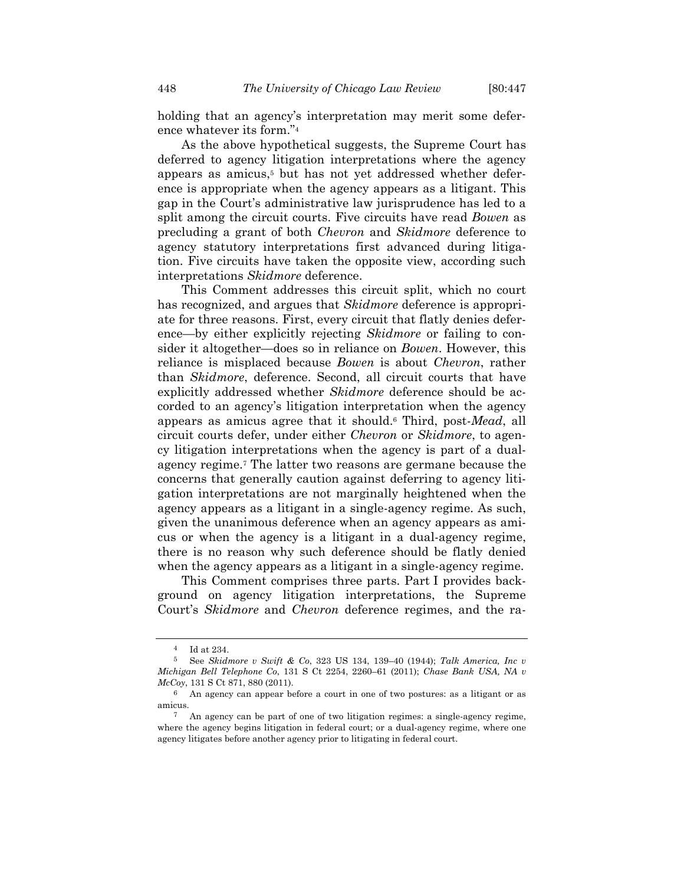holding that an agency's interpretation may merit some deference whatever its form."[4]

As the above hypothetical suggests, the Supreme Court has deferred to agency litigation interpretations where the agency appears as amicus,[5] but has not yet addressed whether deference is appropriate when the agency appears as a litigant. This gap in the Court's administrative law jurisprudence has led to a split among the circuit courts. Five circuits have read *Bowen* as precluding a grant of both *Chevron* and *Skidmore* deference to agency statutory interpretations first advanced during litigation. Five circuits have taken the opposite view, according such interpretations *Skidmore* deference.

This Comment addresses this circuit split, which no court has recognized, and argues that *Skidmore* deference is appropriate for three reasons. First, every circuit that flatly denies deference—by either explicitly rejecting *Skidmore* or failing to consider it altogether—does so in reliance on *Bowen*. However, this reliance is misplaced because *Bowen* is about *Chevron*, rather than *Skidmore*, deference. Second, all circuit courts that have explicitly addressed whether *Skidmore* deference should be accorded to an agency's litigation interpretation when the agency appears as amicus agree that it should.[6] Third, post-*Mead*, all circuit courts defer, under either *Chevron* or *Skidmore*, to agency litigation interpretations when the agency is part of a dual-agency regime.[7] The latter two reasons are germane because the concerns that generally caution against deferring to agency litigation interpretations are not marginally heightened when the agency appears as a litigant in a single-agency regime. As such, given the unanimous deference when an agency appears as amicus or when the agency is a litigant in a dual-agency regime, there is no reason why such deference should be flatly denied when the agency appears as a litigant in a single-agency regime.

This Comment comprises three parts. Part I provides background on agency litigation interpretations, the Supreme Court's *Skidmore* and *Chevron* deference regimes, and the ra-

---

[4] Id at 234.

[5] See *Skidmore v Swift & Co*, 323 US 134, 139–40 (1944); *Talk America, Inc v Michigan Bell Telephone Co*, 131 S Ct 2254, 2260–61 (2011); *Chase Bank USA, NA v McCoy*, 131 S Ct 871, 880 (2011).

[6] An agency can appear before a court in one of two postures: as a litigant or as amicus.

[7] An agency can be part of one of two litigation regimes: a single-agency regime, where the agency begins litigation in federal court; or a dual-agency regime, where one agency litigates before another agency prior to litigating in federal court.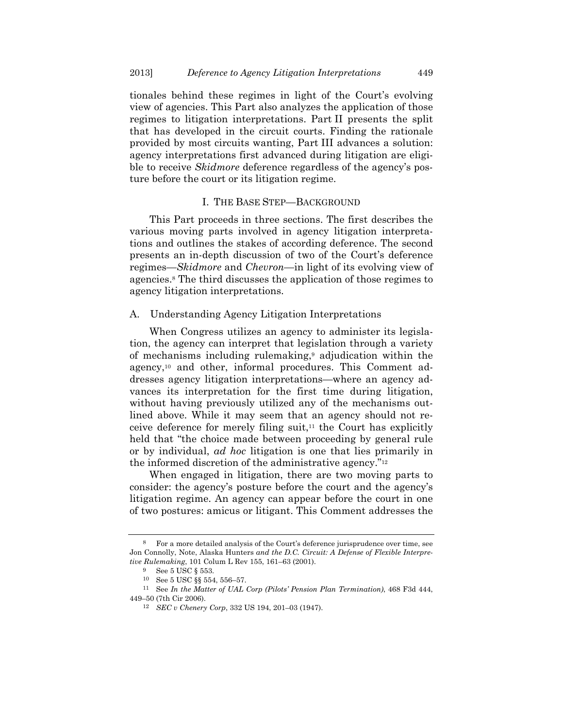tionales behind these regimes in light of the Court's evolving view of agencies. This Part also analyzes the application of those regimes to litigation interpretations. Part II presents the split that has developed in the circuit courts. Finding the rationale provided by most circuits wanting, Part III advances a solution: agency interpretations first advanced during litigation are eligible to receive *Skidmore* deference regardless of the agency's posture before the court or its litigation regime.

## I. The Base Step—Background

This Part proceeds in three sections. The first describes the various moving parts involved in agency litigation interpretations and outlines the stakes of according deference. The second presents an in-depth discussion of two of the Court's deference regimes—*Skidmore* and *Chevron*—in light of its evolving view of agencies.[8] The third discusses the application of those regimes to agency litigation interpretations.

### A. Understanding Agency Litigation Interpretations

When Congress utilizes an agency to administer its legislation, the agency can interpret that legislation through a variety of mechanisms including rulemaking,[9] adjudication within the agency,[10] and other, informal procedures. This Comment addresses agency litigation interpretations—where an agency advances its interpretation for the first time during litigation, without having previously utilized any of the mechanisms outlined above. While it may seem that an agency should not receive deference for merely filing suit,[11] the Court has explicitly held that "the choice made between proceeding by general rule or by individual, *ad hoc* litigation is one that lies primarily in the informed discretion of the administrative agency."[12]

When engaged in litigation, there are two moving parts to consider: the agency's posture before the court and the agency's litigation regime. An agency can appear before the court in one of two postures: amicus or litigant. This Comment addresses the

---

[8] For a more detailed analysis of the Court's deference jurisprudence over time, see Jon Connolly, Note, Alaska Hunters *and the D.C. Circuit: A Defense of Flexible Interpretive Rulemaking*, 101 Colum L Rev 155, 161–63 (2001).

[9] See 5 USC § 553.

[10] See 5 USC §§ 554, 556–57.

[11] See *In the Matter of UAL Corp (Pilots' Pension Plan Termination)*, 468 F3d 444, 449–50 (7th Cir 2006).

[12] *SEC v Chenery Corp*, 332 US 194, 201–03 (1947).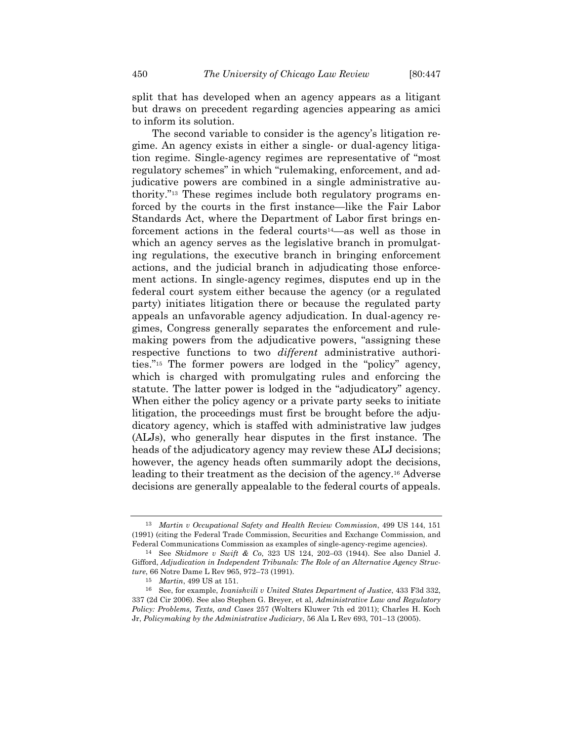split that has developed when an agency appears as a litigant but draws on precedent regarding agencies appearing as amici to inform its solution.

The second variable to consider is the agency's litigation regime. An agency exists in either a single- or dual-agency litigation regime. Single-agency regimes are representative of "most regulatory schemes" in which "rulemaking, enforcement, and adjudicative powers are combined in a single administrative authority."[13] These regimes include both regulatory programs enforced by the courts in the first instance—like the Fair Labor Standards Act, where the Department of Labor first brings enforcement actions in the federal courts[14]—as well as those in which an agency serves as the legislative branch in promulgating regulations, the executive branch in bringing enforcement actions, and the judicial branch in adjudicating those enforcement actions. In single-agency regimes, disputes end up in the federal court system either because the agency (or a regulated party) initiates litigation there or because the regulated party appeals an unfavorable agency adjudication. In dual-agency regimes, Congress generally separates the enforcement and rulemaking powers from the adjudicative powers, "assigning these respective functions to two *different* administrative authorities."[15] The former powers are lodged in the "policy" agency, which is charged with promulgating rules and enforcing the statute. The latter power is lodged in the "adjudicatory" agency. When either the policy agency or a private party seeks to initiate litigation, the proceedings must first be brought before the adjudicatory agency, which is staffed with administrative law judges (ALJs), who generally hear disputes in the first instance. The heads of the adjudicatory agency may review these ALJ decisions; however, the agency heads often summarily adopt the decisions, leading to their treatment as the decision of the agency.[16] Adverse decisions are generally appealable to the federal courts of appeals.

---

[13] *Martin v Occupational Safety and Health Review Commission*, 499 US 144, 151 (1991) (citing the Federal Trade Commission, Securities and Exchange Commission, and Federal Communications Commission as examples of single-agency-regime agencies).

[14] See *Skidmore v Swift & Co*, 323 US 124, 202–03 (1944). See also Daniel J. Gifford, *Adjudication in Independent Tribunals: The Role of an Alternative Agency Structure*, 66 Notre Dame L Rev 965, 972–73 (1991).

[15] *Martin*, 499 US at 151.

[16] See, for example, *Ivanishvili v United States Department of Justice*, 433 F3d 332, 337 (2d Cir 2006). See also Stephen G. Breyer, et al, *Administrative Law and Regulatory Policy: Problems, Texts, and Cases* 257 (Wolters Kluwer 7th ed 2011); Charles H. Koch Jr, *Policymaking by the Administrative Judiciary*, 56 Ala L Rev 693, 701–13 (2005).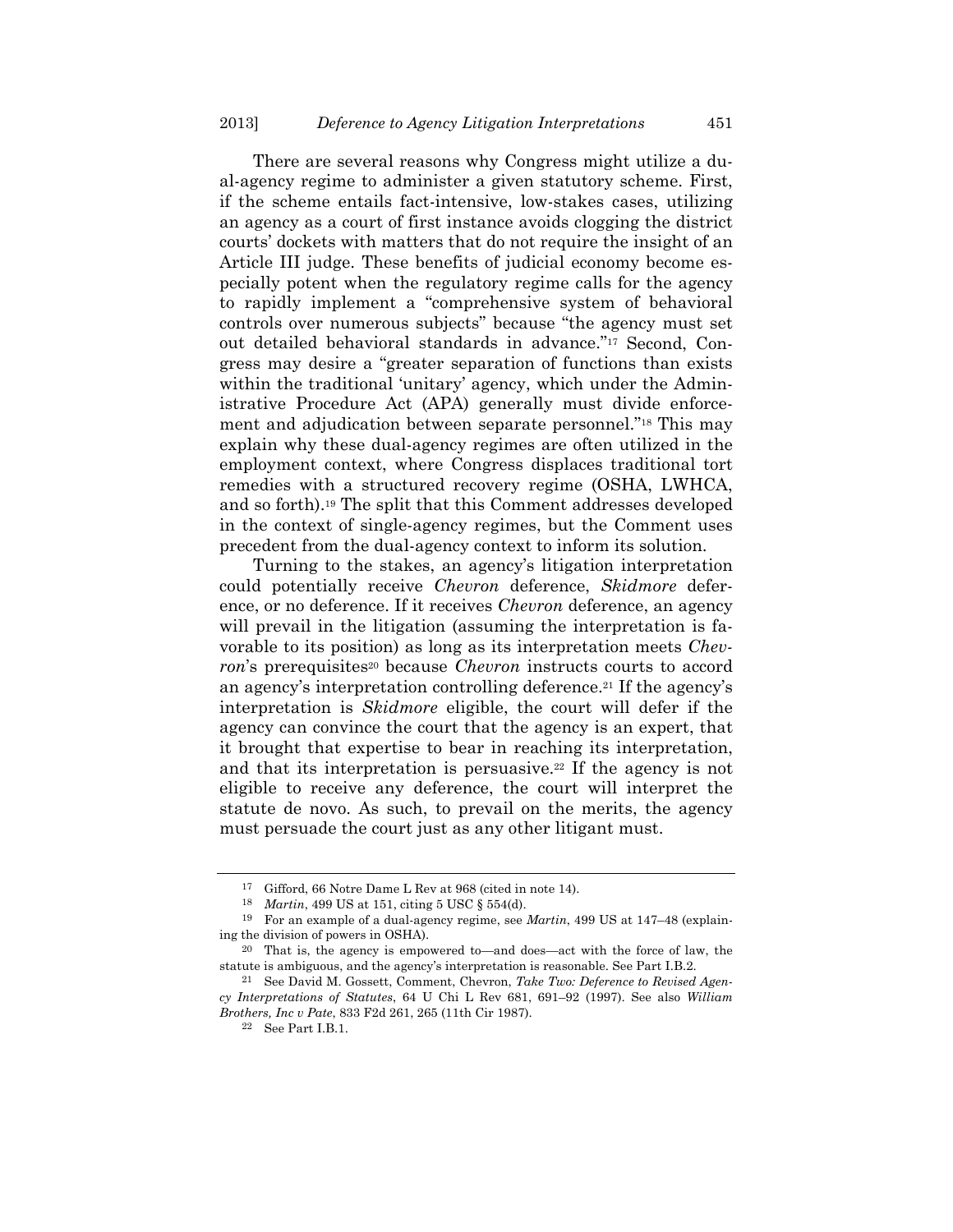There are several reasons why Congress might utilize a dual-agency regime to administer a given statutory scheme. First, if the scheme entails fact-intensive, low-stakes cases, utilizing an agency as a court of first instance avoids clogging the district courts' dockets with matters that do not require the insight of an Article III judge. These benefits of judicial economy become especially potent when the regulatory regime calls for the agency to rapidly implement a "comprehensive system of behavioral controls over numerous subjects" because "the agency must set out detailed behavioral standards in advance."[17] Second, Congress may desire a "greater separation of functions than exists within the traditional 'unitary' agency, which under the Administrative Procedure Act (APA) generally must divide enforcement and adjudication between separate personnel."[18] This may explain why these dual-agency regimes are often utilized in the employment context, where Congress displaces traditional tort remedies with a structured recovery regime (OSHA, LWHCA, and so forth).[19] The split that this Comment addresses developed in the context of single-agency regimes, but the Comment uses precedent from the dual-agency context to inform its solution.

Turning to the stakes, an agency's litigation interpretation could potentially receive *Chevron* deference, *Skidmore* deference, or no deference. If it receives *Chevron* deference, an agency will prevail in the litigation (assuming the interpretation is favorable to its position) as long as its interpretation meets *Chevron*'s prerequisites[20] because *Chevron* instructs courts to accord an agency's interpretation controlling deference.[21] If the agency's interpretation is *Skidmore* eligible, the court will defer if the agency can convince the court that the agency is an expert, that it brought that expertise to bear in reaching its interpretation, and that its interpretation is persuasive.[22] If the agency is not eligible to receive any deference, the court will interpret the statute de novo. As such, to prevail on the merits, the agency must persuade the court just as any other litigant must.

---

[17] Gifford, 66 Notre Dame L Rev at 968 (cited in note 14).

[18] *Martin*, 499 US at 151, citing 5 USC § 554(d).

[19] For an example of a dual-agency regime, see *Martin*, 499 US at 147–48 (explaining the division of powers in OSHA).

[20] That is, the agency is empowered to—and does—act with the force of law, the statute is ambiguous, and the agency's interpretation is reasonable. See Part I.B.2.

[21] See David M. Gossett, Comment, Chevron, *Take Two: Deference to Revised Agency Interpretations of Statutes*, 64 U Chi L Rev 681, 691–92 (1997). See also *William Brothers, Inc v Pate*, 833 F2d 261, 265 (11th Cir 1987).

[22] See Part I.B.1.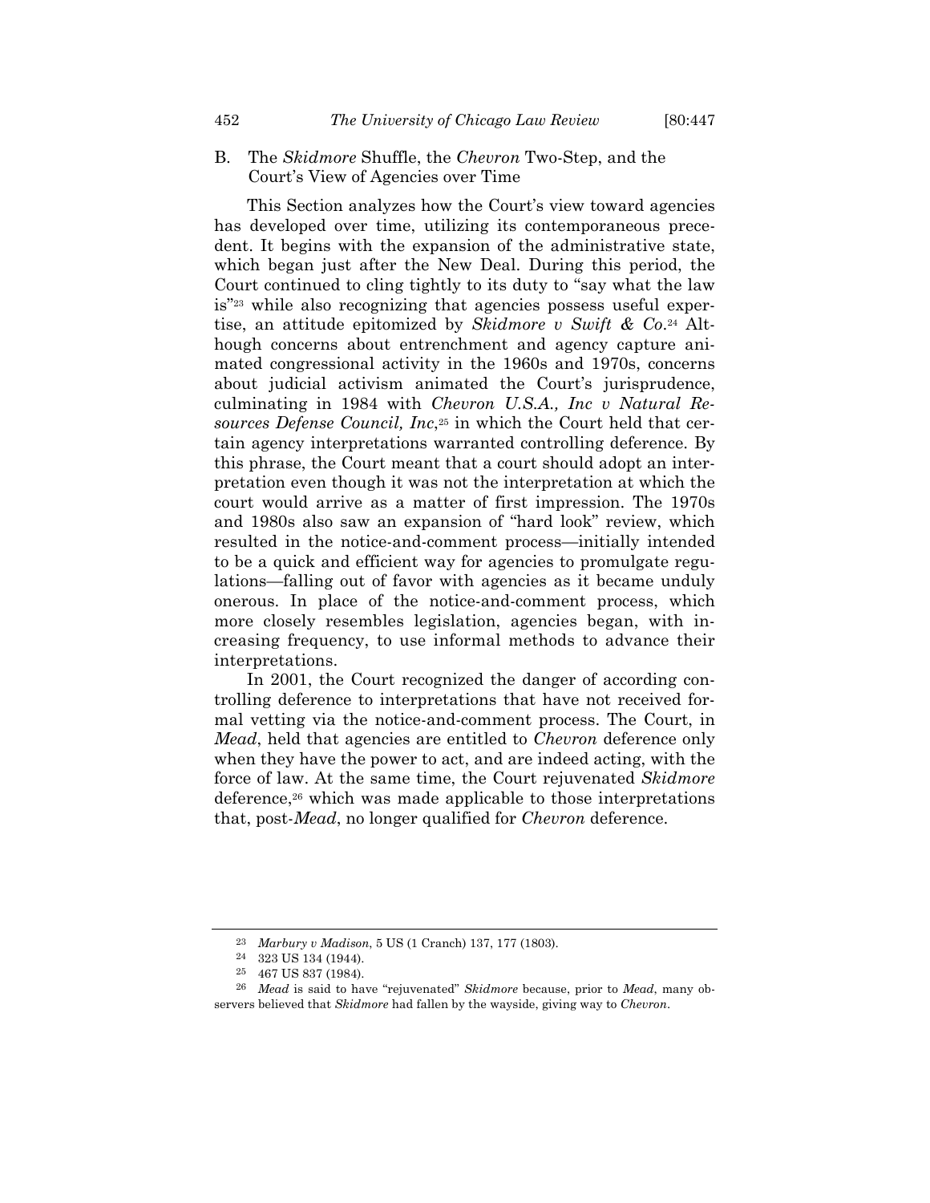### B. The *Skidmore* Shuffle, the *Chevron* Two-Step, and the Court's View of Agencies over Time

This Section analyzes how the Court's view toward agencies has developed over time, utilizing its contemporaneous precedent. It begins with the expansion of the administrative state, which began just after the New Deal. During this period, the Court continued to cling tightly to its duty to "say what the law is"[23] while also recognizing that agencies possess useful expertise, an attitude epitomized by *Skidmore v Swift & Co*.[24] Although concerns about entrenchment and agency capture animated congressional activity in the 1960s and 1970s, concerns about judicial activism animated the Court's jurisprudence, culminating in 1984 with *Chevron U.S.A., Inc v Natural Resources Defense Council, Inc*,[25] in which the Court held that certain agency interpretations warranted controlling deference. By this phrase, the Court meant that a court should adopt an interpretation even though it was not the interpretation at which the court would arrive as a matter of first impression. The 1970s and 1980s also saw an expansion of "hard look" review, which resulted in the notice-and-comment process—initially intended to be a quick and efficient way for agencies to promulgate regulations—falling out of favor with agencies as it became unduly onerous. In place of the notice-and-comment process, which more closely resembles legislation, agencies began, with increasing frequency, to use informal methods to advance their interpretations.

In 2001, the Court recognized the danger of according controlling deference to interpretations that have not received formal vetting via the notice-and-comment process. The Court, in *Mead*, held that agencies are entitled to *Chevron* deference only when they have the power to act, and are indeed acting, with the force of law. At the same time, the Court rejuvenated *Skidmore* deference,[26] which was made applicable to those interpretations that, post-*Mead*, no longer qualified for *Chevron* deference.

---

[23] *Marbury v Madison*, 5 US (1 Cranch) 137, 177 (1803).

[24] 323 US 134 (1944).

[25] 467 US 837 (1984).

[26] *Mead* is said to have "rejuvenated" *Skidmore* because, prior to *Mead*, many observers believed that *Skidmore* had fallen by the wayside, giving way to *Chevron*.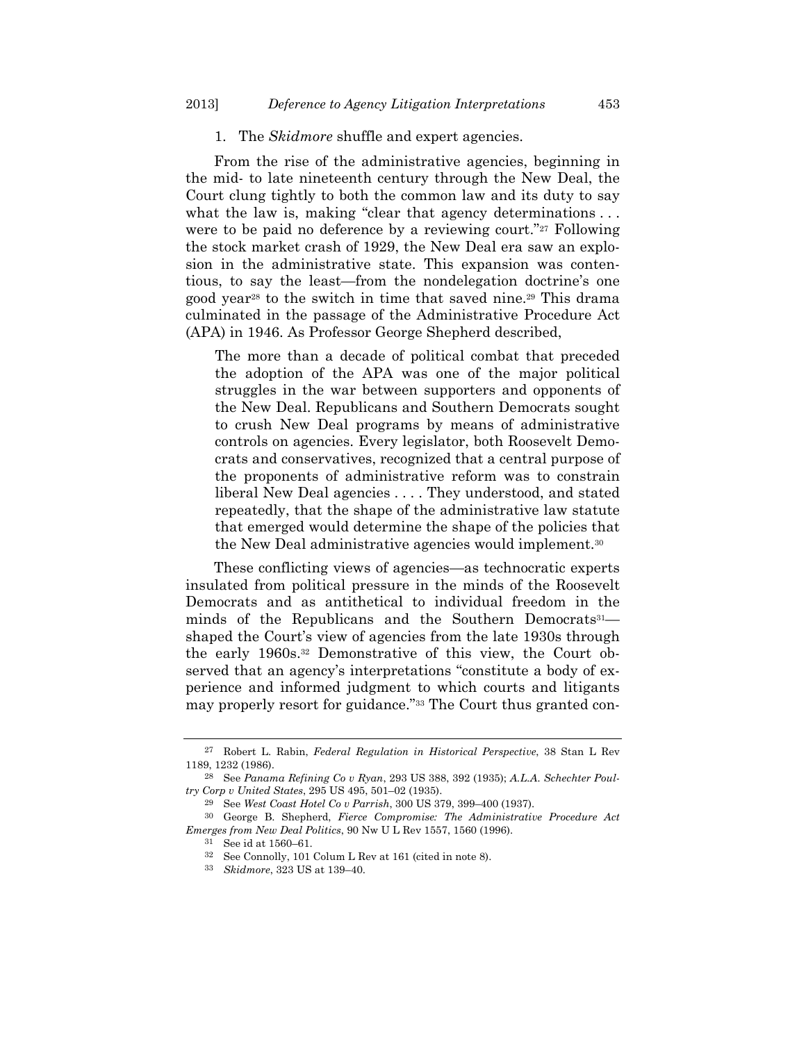1. The *Skidmore* shuffle and expert agencies.

From the rise of the administrative agencies, beginning in the mid- to late nineteenth century through the New Deal, the Court clung tightly to both the common law and its duty to say what the law is, making "clear that agency determinations . . . were to be paid no deference by a reviewing court."[27] Following the stock market crash of 1929, the New Deal era saw an explosion in the administrative state. This expansion was contentious, to say the least—from the nondelegation doctrine's one good year[28] to the switch in time that saved nine.[29] This drama culminated in the passage of the Administrative Procedure Act (APA) in 1946. As Professor George Shepherd described,

> The more than a decade of political combat that preceded the adoption of the APA was one of the major political struggles in the war between supporters and opponents of the New Deal. Republicans and Southern Democrats sought to crush New Deal programs by means of administrative controls on agencies. Every legislator, both Roosevelt Democrats and conservatives, recognized that a central purpose of the proponents of administrative reform was to constrain liberal New Deal agencies . . . . They understood, and stated repeatedly, that the shape of the administrative law statute that emerged would determine the shape of the policies that the New Deal administrative agencies would implement.[30]

These conflicting views of agencies—as technocratic experts insulated from political pressure in the minds of the Roosevelt Democrats and as antithetical to individual freedom in the minds of the Republicans and the Southern Democrats[31]—shaped the Court's view of agencies from the late 1930s through the early 1960s.[32] Demonstrative of this view, the Court observed that an agency's interpretations "constitute a body of experience and informed judgment to which courts and litigants may properly resort for guidance."[33] The Court thus granted con-

---

[27] Robert L. Rabin, *Federal Regulation in Historical Perspective*, 38 Stan L Rev 1189, 1232 (1986).

[28] See *Panama Refining Co v Ryan*, 293 US 388, 392 (1935); *A.L.A. Schechter Poultry Corp v United States*, 295 US 495, 501–02 (1935).

[29] See *West Coast Hotel Co v Parrish*, 300 US 379, 399–400 (1937).

[30] George B. Shepherd, *Fierce Compromise: The Administrative Procedure Act Emerges from New Deal Politics*, 90 Nw U L Rev 1557, 1560 (1996).

[31] See id at 1560–61.

[32] See Connolly, 101 Colum L Rev at 161 (cited in note 8).

[33] *Skidmore*, 323 US at 139–40.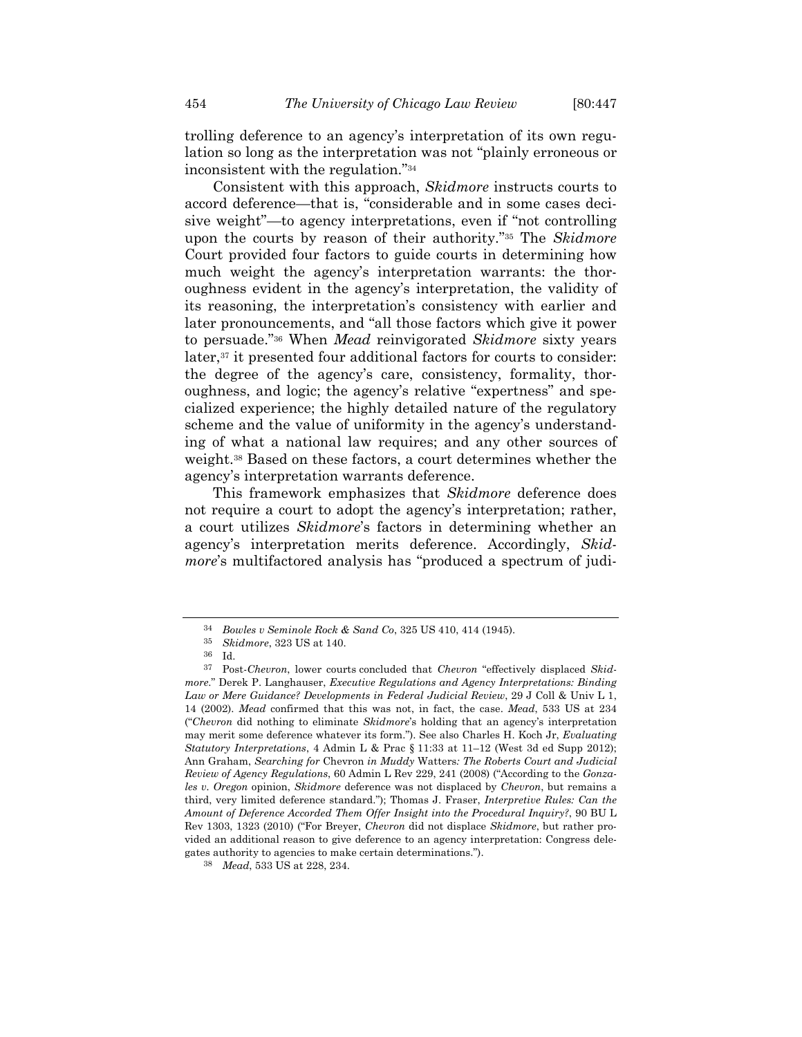trolling deference to an agency's interpretation of its own regulation so long as the interpretation was not "plainly erroneous or inconsistent with the regulation."[34]

Consistent with this approach, *Skidmore* instructs courts to accord deference—that is, "considerable and in some cases decisive weight"—to agency interpretations, even if "not controlling upon the courts by reason of their authority."[35] The *Skidmore* Court provided four factors to guide courts in determining how much weight the agency's interpretation warrants: the thoroughness evident in the agency's interpretation, the validity of its reasoning, the interpretation's consistency with earlier and later pronouncements, and "all those factors which give it power to persuade."[36] When *Mead* reinvigorated *Skidmore* sixty years later,[37] it presented four additional factors for courts to consider: the degree of the agency's care, consistency, formality, thoroughness, and logic; the agency's relative "expertness" and specialized experience; the highly detailed nature of the regulatory scheme and the value of uniformity in the agency's understanding of what a national law requires; and any other sources of weight.[38] Based on these factors, a court determines whether the agency's interpretation warrants deference.

This framework emphasizes that *Skidmore* deference does not require a court to adopt the agency's interpretation; rather, a court utilizes *Skidmore*'s factors in determining whether an agency's interpretation merits deference. Accordingly, *Skidmore*'s multifactored analysis has "produced a spectrum of judi-

---

[34] *Bowles v Seminole Rock & Sand Co*, 325 US 410, 414 (1945).

[35] *Skidmore*, 323 US at 140.

[36] Id.

[37] Post-*Chevron*, lower courts concluded that *Chevron* "effectively displaced *Skidmore*." Derek P. Langhauser, *Executive Regulations and Agency Interpretations: Binding Law or Mere Guidance? Developments in Federal Judicial Review*, 29 J Coll & Univ L 1, 14 (2002). *Mead* confirmed that this was not, in fact, the case. *Mead*, 533 US at 234 ("*Chevron* did nothing to eliminate *Skidmore*'s holding that an agency's interpretation may merit some deference whatever its form."). See also Charles H. Koch Jr, *Evaluating Statutory Interpretations*, 4 Admin L & Prac § 11:33 at 11–12 (West 3d ed Supp 2012); Ann Graham, *Searching for* Chevron *in Muddy* Watters*: The Roberts Court and Judicial Review of Agency Regulations*, 60 Admin L Rev 229, 241 (2008) ("According to the *Gonzales v. Oregon* opinion, *Skidmore* deference was not displaced by *Chevron*, but remains a third, very limited deference standard."); Thomas J. Fraser, *Interpretive Rules: Can the Amount of Deference Accorded Them Offer Insight into the Procedural Inquiry?*, 90 BU L Rev 1303, 1323 (2010) ("For Breyer, *Chevron* did not displace *Skidmore*, but rather provided an additional reason to give deference to an agency interpretation: Congress delegates authority to agencies to make certain determinations.").

[38] *Mead*, 533 US at 228, 234.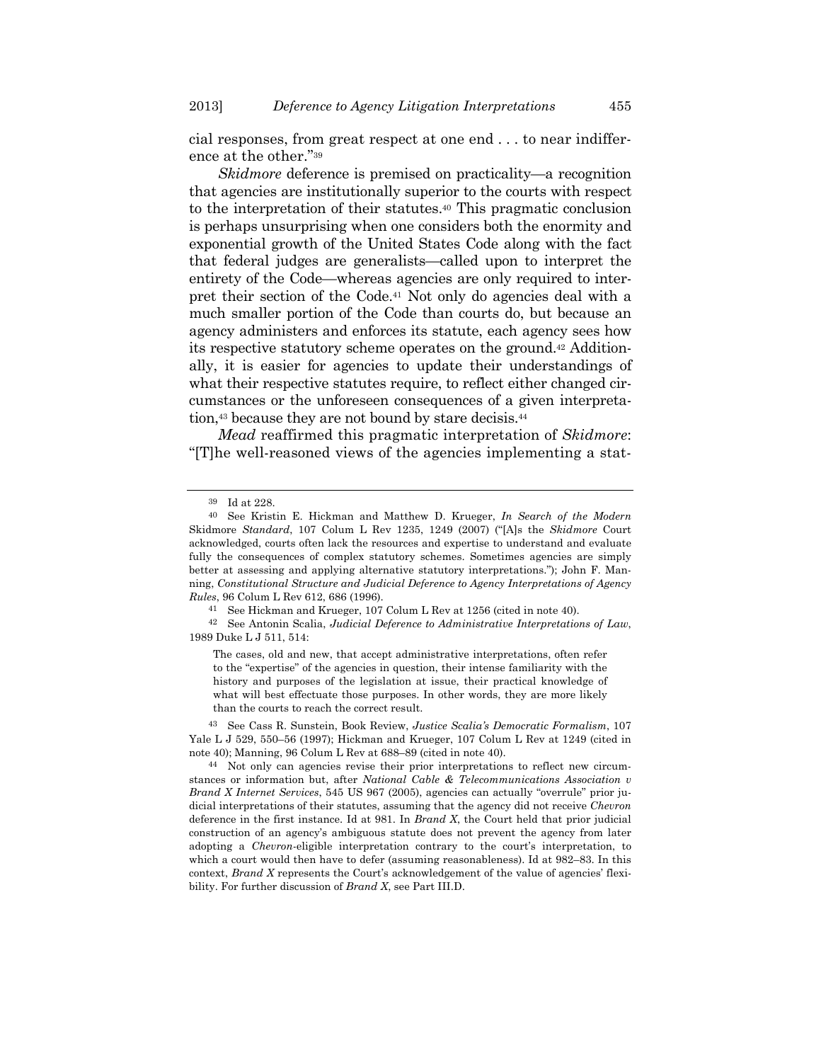cial responses, from great respect at one end . . . to near indifference at the other."[39]

*Skidmore* deference is premised on practicality—a recognition that agencies are institutionally superior to the courts with respect to the interpretation of their statutes.[40] This pragmatic conclusion is perhaps unsurprising when one considers both the enormity and exponential growth of the United States Code along with the fact that federal judges are generalists—called upon to interpret the entirety of the Code—whereas agencies are only required to interpret their section of the Code.[41] Not only do agencies deal with a much smaller portion of the Code than courts do, but because an agency administers and enforces its statute, each agency sees how its respective statutory scheme operates on the ground.[42] Additionally, it is easier for agencies to update their understandings of what their respective statutes require, to reflect either changed circumstances or the unforeseen consequences of a given interpretation,[43] because they are not bound by stare decisis.[44]

*Mead* reaffirmed this pragmatic interpretation of *Skidmore*: "[T]he well-reasoned views of the agencies implementing a stat-

---

[39] Id at 228.

[40] See Kristin E. Hickman and Matthew D. Krueger, *In Search of the Modern* Skidmore *Standard*, 107 Colum L Rev 1235, 1249 (2007) ("[A]s the *Skidmore* Court acknowledged, courts often lack the resources and expertise to understand and evaluate fully the consequences of complex statutory schemes. Sometimes agencies are simply better at assessing and applying alternative statutory interpretations."); John F. Manning, *Constitutional Structure and Judicial Deference to Agency Interpretations of Agency Rules*, 96 Colum L Rev 612, 686 (1996).

[41] See Hickman and Krueger, 107 Colum L Rev at 1256 (cited in note 40).

[42] See Antonin Scalia, *Judicial Deference to Administrative Interpretations of Law*, 1989 Duke L J 511, 514:

> The cases, old and new, that accept administrative interpretations, often refer to the "expertise" of the agencies in question, their intense familiarity with the history and purposes of the legislation at issue, their practical knowledge of what will best effectuate those purposes. In other words, they are more likely than the courts to reach the correct result.

[43] See Cass R. Sunstein, Book Review, *Justice Scalia's Democratic Formalism*, 107 Yale L J 529, 550–56 (1997); Hickman and Krueger, 107 Colum L Rev at 1249 (cited in note 40); Manning, 96 Colum L Rev at 688–89 (cited in note 40).

[44] Not only can agencies revise their prior interpretations to reflect new circumstances or information but, after *National Cable & Telecommunications Association v Brand X Internet Services*, 545 US 967 (2005), agencies can actually "overrule" prior judicial interpretations of their statutes, assuming that the agency did not receive *Chevron* deference in the first instance. Id at 981. In *Brand X*, the Court held that prior judicial construction of an agency's ambiguous statute does not prevent the agency from later adopting a *Chevron*-eligible interpretation contrary to the court's interpretation, to which a court would then have to defer (assuming reasonableness). Id at 982–83. In this context, *Brand X* represents the Court's acknowledgement of the value of agencies' flexibility. For further discussion of *Brand X*, see Part III.D.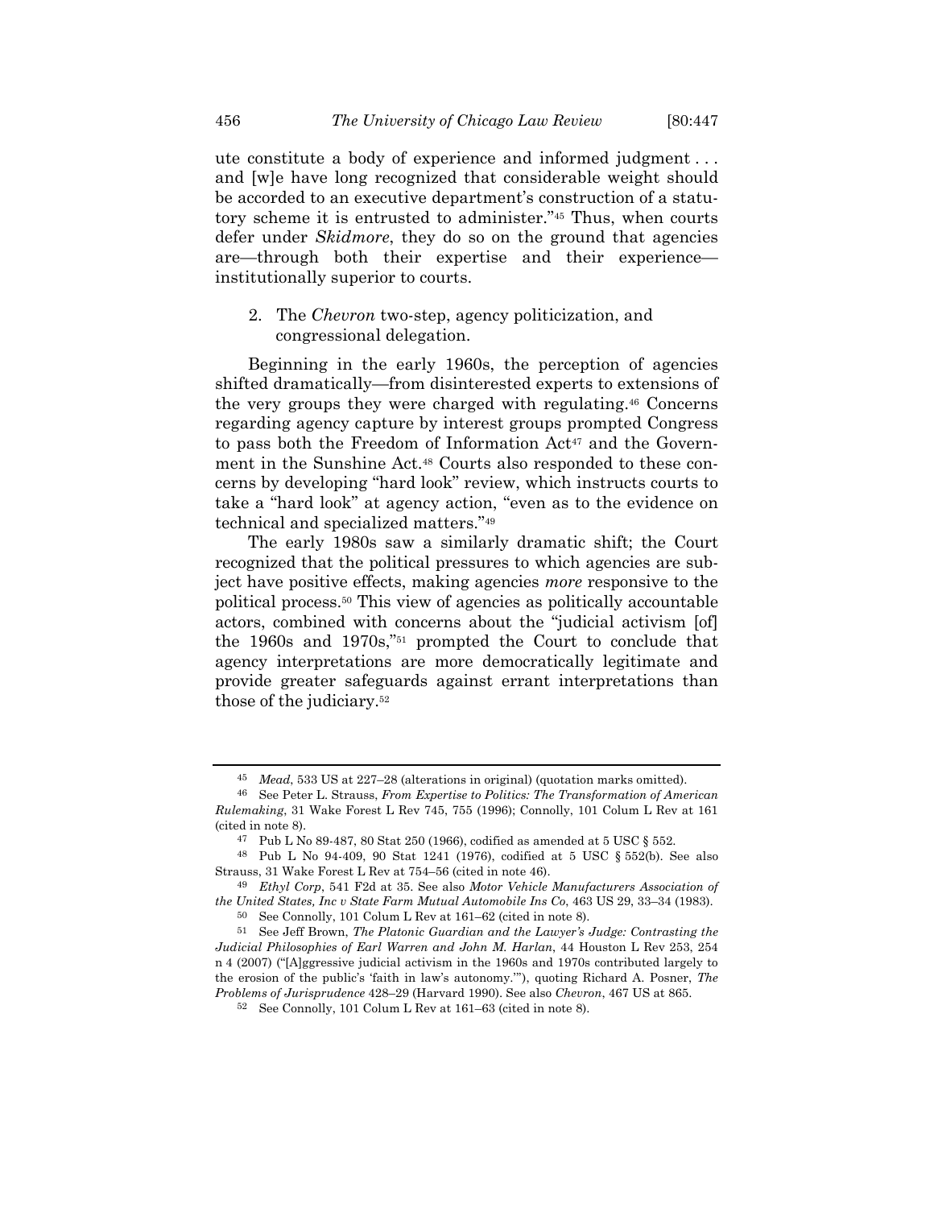ute constitute a body of experience and informed judgment . . . and [w]e have long recognized that considerable weight should be accorded to an executive department's construction of a statutory scheme it is entrusted to administer."[45] Thus, when courts defer under *Skidmore*, they do so on the ground that agencies are—through both their expertise and their experience—institutionally superior to courts.

2. The *Chevron* two-step, agency politicization, and congressional delegation.

Beginning in the early 1960s, the perception of agencies shifted dramatically—from disinterested experts to extensions of the very groups they were charged with regulating.[46] Concerns regarding agency capture by interest groups prompted Congress to pass both the Freedom of Information Act[47] and the Government in the Sunshine Act.[48] Courts also responded to these concerns by developing "hard look" review, which instructs courts to take a "hard look" at agency action, "even as to the evidence on technical and specialized matters."[49]

The early 1980s saw a similarly dramatic shift; the Court recognized that the political pressures to which agencies are subject have positive effects, making agencies *more* responsive to the political process.[50] This view of agencies as politically accountable actors, combined with concerns about the "judicial activism [of] the 1960s and 1970s,"[51] prompted the Court to conclude that agency interpretations are more democratically legitimate and provide greater safeguards against errant interpretations than those of the judiciary.[52]

---

[45] *Mead*, 533 US at 227–28 (alterations in original) (quotation marks omitted).

[46] See Peter L. Strauss, *From Expertise to Politics: The Transformation of American Rulemaking*, 31 Wake Forest L Rev 745, 755 (1996); Connolly, 101 Colum L Rev at 161 (cited in note 8).

[47] Pub L No 89-487, 80 Stat 250 (1966), codified as amended at 5 USC § 552.

[48] Pub L No 94-409, 90 Stat 1241 (1976), codified at 5 USC § 552(b). See also Strauss, 31 Wake Forest L Rev at 754–56 (cited in note 46).

[49] *Ethyl Corp*, 541 F2d at 35. See also *Motor Vehicle Manufacturers Association of the United States, Inc v State Farm Mutual Automobile Ins Co*, 463 US 29, 33–34 (1983).

[50] See Connolly, 101 Colum L Rev at 161–62 (cited in note 8).

[51] See Jeff Brown, *The Platonic Guardian and the Lawyer's Judge: Contrasting the Judicial Philosophies of Earl Warren and John M. Harlan*, 44 Houston L Rev 253, 254 n 4 (2007) ("[A]ggressive judicial activism in the 1960s and 1970s contributed largely to the erosion of the public's 'faith in law's autonomy.'"), quoting Richard A. Posner, *The Problems of Jurisprudence* 428–29 (Harvard 1990). See also *Chevron*, 467 US at 865.

[52] See Connolly, 101 Colum L Rev at 161–63 (cited in note 8).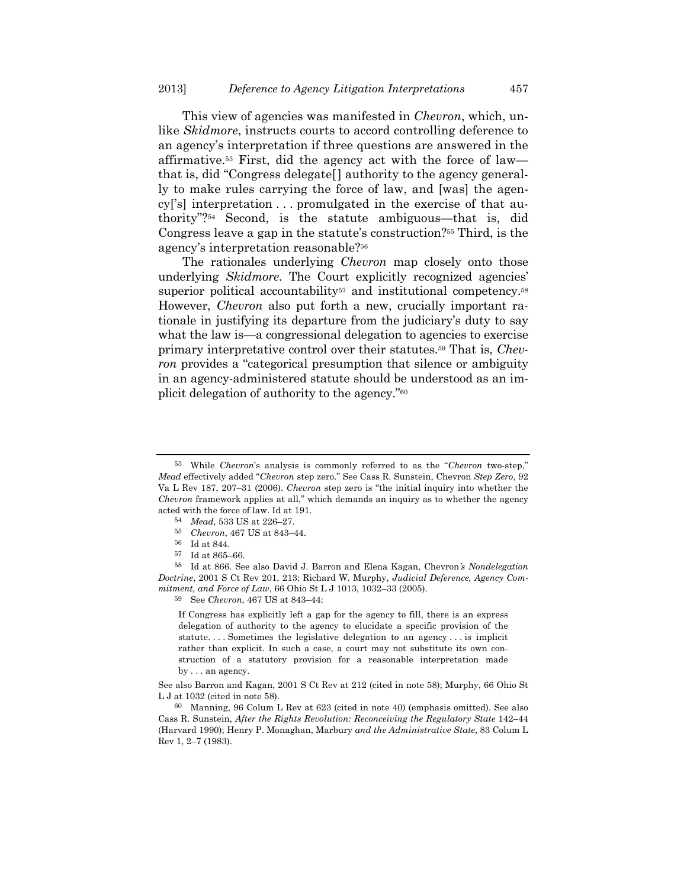This view of agencies was manifested in *Chevron*, which, unlike *Skidmore*, instructs courts to accord controlling deference to an agency's interpretation if three questions are answered in the affirmative.[53] First, did the agency act with the force of law—that is, did "Congress delegate[] authority to the agency generally to make rules carrying the force of law, and [was] the agency['s] interpretation . . . promulgated in the exercise of that authority"?[54] Second, is the statute ambiguous—that is, did Congress leave a gap in the statute's construction?[55] Third, is the agency's interpretation reasonable?[56]

The rationales underlying *Chevron* map closely onto those underlying *Skidmore*. The Court explicitly recognized agencies' superior political accountability[57] and institutional competency.[58] However, *Chevron* also put forth a new, crucially important rationale in justifying its departure from the judiciary's duty to say what the law is—a congressional delegation to agencies to exercise primary interpretative control over their statutes.[59] That is, *Chevron* provides a "categorical presumption that silence or ambiguity in an agency-administered statute should be understood as an implicit delegation of authority to the agency."[60]

---

[53] While *Chevron*'s analysis is commonly referred to as the "*Chevron* two-step," *Mead* effectively added "*Chevron* step zero." See Cass R. Sunstein, Chevron *Step Zero*, 92 Va L Rev 187, 207–31 (2006). *Chevron* step zero is "the initial inquiry into whether the *Chevron* framework applies at all," which demands an inquiry as to whether the agency acted with the force of law. Id at 191.

[54] *Mead*, 533 US at 226–27.

[55] *Chevron*, 467 US at 843–44.

[56] Id at 844.

[57] Id at 865–66.

[58] Id at 866. See also David J. Barron and Elena Kagan, Chevron*'s Nondelegation Doctrine*, 2001 S Ct Rev 201, 213; Richard W. Murphy, *Judicial Deference, Agency Commitment, and Force of Law*, 66 Ohio St L J 1013, 1032–33 (2005).

[59] See *Chevron*, 467 US at 843–44:

> If Congress has explicitly left a gap for the agency to fill, there is an express delegation of authority to the agency to elucidate a specific provision of the statute. . . . Sometimes the legislative delegation to an agency . . . is implicit rather than explicit. In such a case, a court may not substitute its own construction of a statutory provision for a reasonable interpretation made by . . . an agency.

See also Barron and Kagan, 2001 S Ct Rev at 212 (cited in note 58); Murphy, 66 Ohio St L J at 1032 (cited in note 58).

[60] Manning, 96 Colum L Rev at 623 (cited in note 40) (emphasis omitted). See also Cass R. Sunstein, *After the Rights Revolution: Reconceiving the Regulatory State* 142–44 (Harvard 1990); Henry P. Monaghan, Marbury *and the Administrative State*, 83 Colum L Rev 1, 2–7 (1983).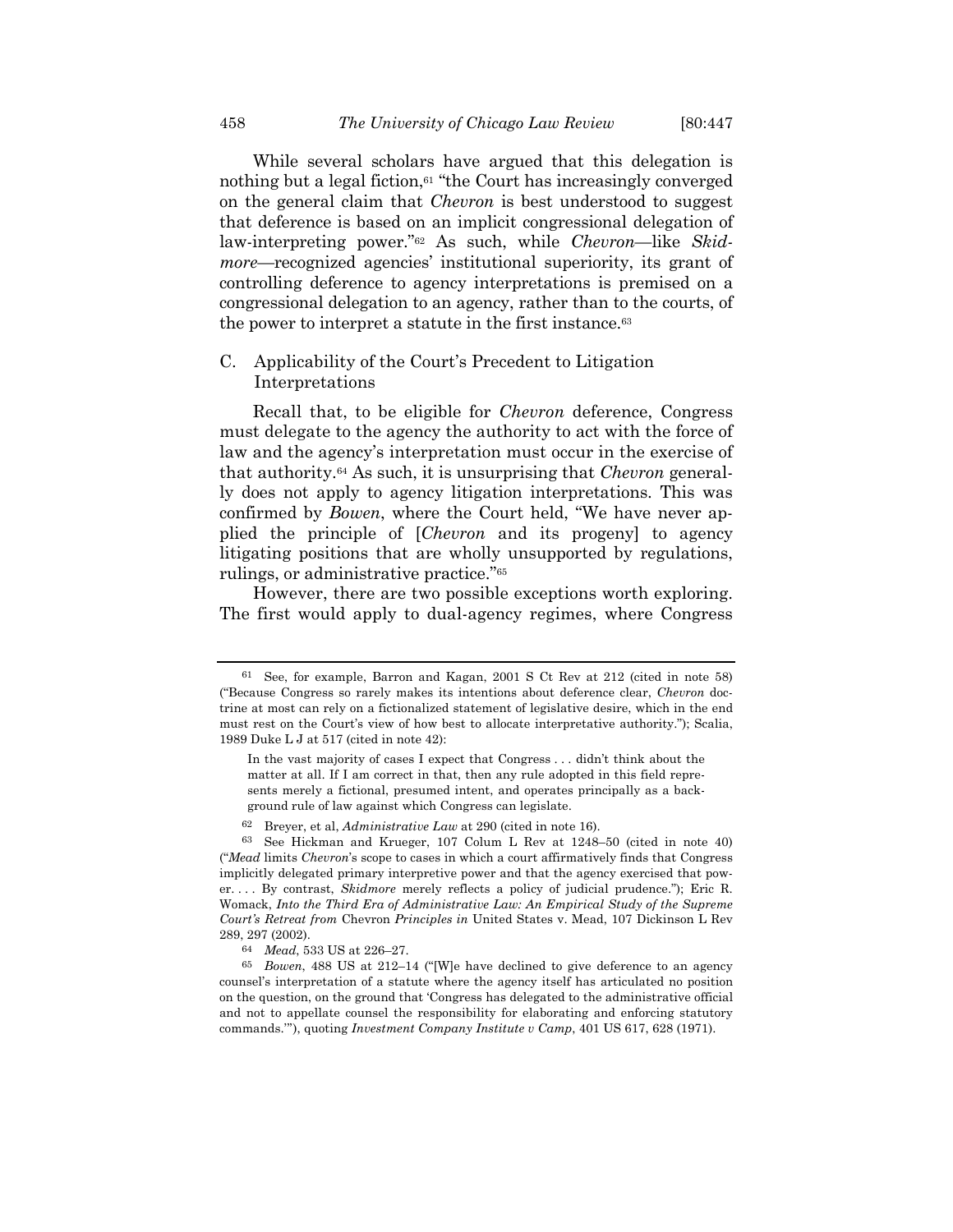While several scholars have argued that this delegation is nothing but a legal fiction,[61] "the Court has increasingly converged on the general claim that *Chevron* is best understood to suggest that deference is based on an implicit congressional delegation of law-interpreting power."[62] As such, while *Chevron*—like *Skidmore*—recognized agencies' institutional superiority, its grant of controlling deference to agency interpretations is premised on a congressional delegation to an agency, rather than to the courts, of the power to interpret a statute in the first instance.[63]

## C. Applicability of the Court's Precedent to Litigation Interpretations

Recall that, to be eligible for *Chevron* deference, Congress must delegate to the agency the authority to act with the force of law and the agency's interpretation must occur in the exercise of that authority.[64] As such, it is unsurprising that *Chevron* generally does not apply to agency litigation interpretations. This was confirmed by *Bowen*, where the Court held, "We have never applied the principle of [*Chevron* and its progeny] to agency litigating positions that are wholly unsupported by regulations, rulings, or administrative practice."[65]

However, there are two possible exceptions worth exploring. The first would apply to dual-agency regimes, where Congress

---

[61] See, for example, Barron and Kagan, 2001 S Ct Rev at 212 (cited in note 58) ("Because Congress so rarely makes its intentions about deference clear, *Chevron* doctrine at most can rely on a fictionalized statement of legislative desire, which in the end must rest on the Court's view of how best to allocate interpretative authority."); Scalia, 1989 Duke L J at 517 (cited in note 42):

> In the vast majority of cases I expect that Congress . . . didn't think about the matter at all. If I am correct in that, then any rule adopted in this field represents merely a fictional, presumed intent, and operates principally as a background rule of law against which Congress can legislate.

[62] Breyer, et al, *Administrative Law* at 290 (cited in note 16).

[63] See Hickman and Krueger, 107 Colum L Rev at 1248–50 (cited in note 40) ("*Mead* limits *Chevron*'s scope to cases in which a court affirmatively finds that Congress implicitly delegated primary interpretive power and that the agency exercised that power. . . . By contrast, *Skidmore* merely reflects a policy of judicial prudence."); Eric R. Womack, *Into the Third Era of Administrative Law: An Empirical Study of the Supreme Court's Retreat from* Chevron *Principles in* United States v. Mead, 107 Dickinson L Rev 289, 297 (2002).

[64] *Mead*, 533 US at 226–27.

[65] *Bowen*, 488 US at 212–14 ("[W]e have declined to give deference to an agency counsel's interpretation of a statute where the agency itself has articulated no position on the question, on the ground that 'Congress has delegated to the administrative official and not to appellate counsel the responsibility for elaborating and enforcing statutory commands.'"), quoting *Investment Company Institute v Camp*, 401 US 617, 628 (1971).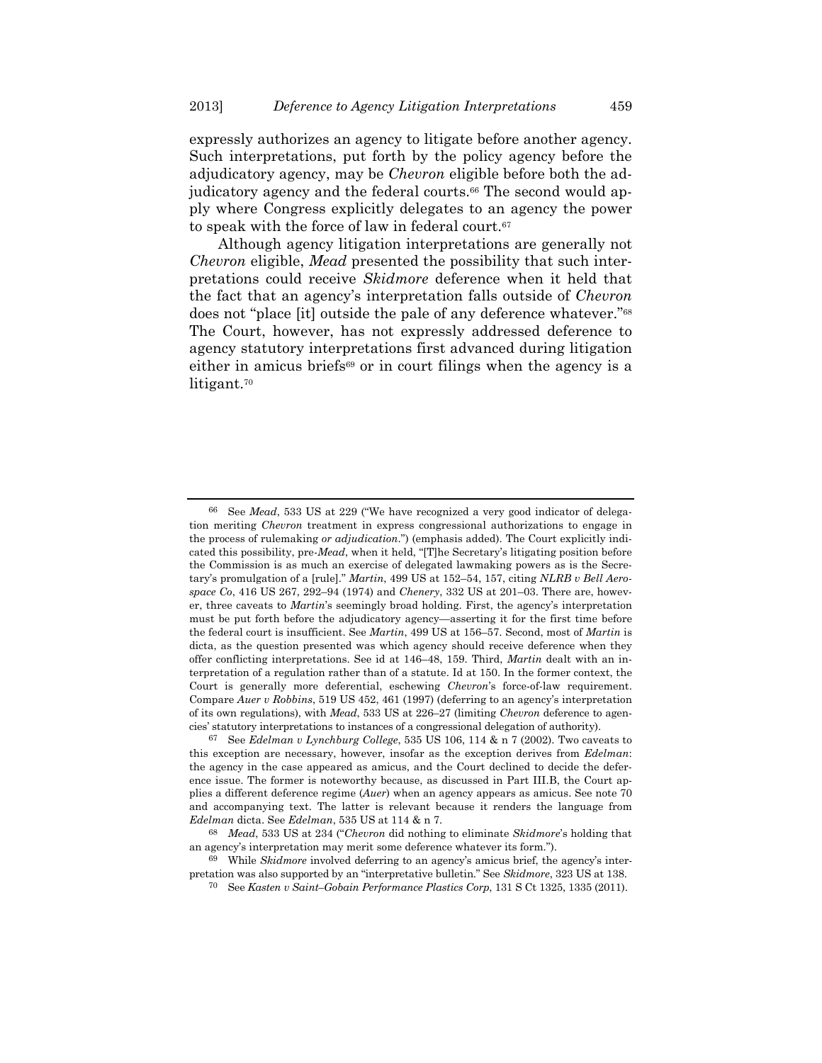expressly authorizes an agency to litigate before another agency. Such interpretations, put forth by the policy agency before the adjudicatory agency, may be *Chevron* eligible before both the adjudicatory agency and the federal courts.[66] The second would apply where Congress explicitly delegates to an agency the power to speak with the force of law in federal court.[67]

Although agency litigation interpretations are generally not *Chevron* eligible, *Mead* presented the possibility that such interpretations could receive *Skidmore* deference when it held that the fact that an agency's interpretation falls outside of *Chevron* does not "place [it] outside the pale of any deference whatever."[68] The Court, however, has not expressly addressed deference to agency statutory interpretations first advanced during litigation either in amicus briefs[69] or in court filings when the agency is a litigant.[70]

---

[66] See *Mead*, 533 US at 229 ("We have recognized a very good indicator of delegation meriting *Chevron* treatment in express congressional authorizations to engage in the process of rulemaking *or adjudication*.") (emphasis added). The Court explicitly indicated this possibility, pre-*Mead*, when it held, "[T]he Secretary's litigating position before the Commission is as much an exercise of delegated lawmaking powers as is the Secretary's promulgation of a [rule]." *Martin*, 499 US at 152–54, 157, citing *NLRB v Bell Aerospace Co*, 416 US 267, 292–94 (1974) and *Chenery*, 332 US at 201–03. There are, however, three caveats to *Martin*'s seemingly broad holding. First, the agency's interpretation must be put forth before the adjudicatory agency—asserting it for the first time before the federal court is insufficient. See *Martin*, 499 US at 156–57. Second, most of *Martin* is dicta, as the question presented was which agency should receive deference when they offer conflicting interpretations. See id at 146–48, 159. Third, *Martin* dealt with an interpretation of a regulation rather than of a statute. Id at 150. In the former context, the Court is generally more deferential, eschewing *Chevron*'s force-of-law requirement. Compare *Auer v Robbins*, 519 US 452, 461 (1997) (deferring to an agency's interpretation of its own regulations), with *Mead*, 533 US at 226–27 (limiting *Chevron* deference to agencies' statutory interpretations to instances of a congressional delegation of authority).

[67] See *Edelman v Lynchburg College*, 535 US 106, 114 & n 7 (2002). Two caveats to this exception are necessary, however, insofar as the exception derives from *Edelman*: the agency in the case appeared as amicus, and the Court declined to decide the deference issue. The former is noteworthy because, as discussed in Part III.B, the Court applies a different deference regime (*Auer*) when an agency appears as amicus. See note 70 and accompanying text. The latter is relevant because it renders the language from *Edelman* dicta. See *Edelman*, 535 US at 114 & n 7.

[68] *Mead*, 533 US at 234 ("*Chevron* did nothing to eliminate *Skidmore*'s holding that an agency's interpretation may merit some deference whatever its form.").

[69] While *Skidmore* involved deferring to an agency's amicus brief, the agency's interpretation was also supported by an "interpretative bulletin." See *Skidmore*, 323 US at 138.

[70] See *Kasten v Saint–Gobain Performance Plastics Corp*, 131 S Ct 1325, 1335 (2011).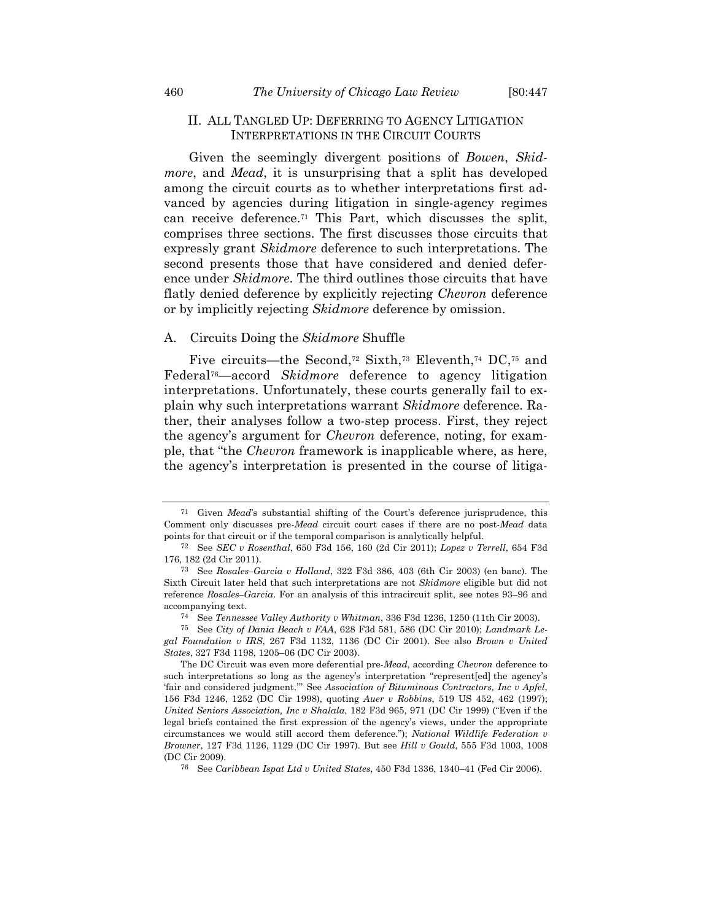## II. All Tangled Up: Deferring to Agency Litigation Interpretations in the Circuit Courts

Given the seemingly divergent positions of *Bowen*, *Skidmore*, and *Mead*, it is unsurprising that a split has developed among the circuit courts as to whether interpretations first advanced by agencies during litigation in single-agency regimes can receive deference.[71] This Part, which discusses the split, comprises three sections. The first discusses those circuits that expressly grant *Skidmore* deference to such interpretations. The second presents those that have considered and denied deference under *Skidmore*. The third outlines those circuits that have flatly denied deference by explicitly rejecting *Chevron* deference or by implicitly rejecting *Skidmore* deference by omission.

### A. Circuits Doing the *Skidmore* Shuffle

Five circuits—the Second,[72] Sixth,[73] Eleventh,[74] DC,[75] and Federal[76]—accord *Skidmore* deference to agency litigation interpretations. Unfortunately, these courts generally fail to explain why such interpretations warrant *Skidmore* deference. Rather, their analyses follow a two-step process. First, they reject the agency's argument for *Chevron* deference, noting, for example, that "the *Chevron* framework is inapplicable where, as here, the agency's interpretation is presented in the course of litiga-

---

[71] Given *Mead*'s substantial shifting of the Court's deference jurisprudence, this Comment only discusses pre-*Mead* circuit court cases if there are no post-*Mead* data points for that circuit or if the temporal comparison is analytically helpful.

[72] See *SEC v Rosenthal*, 650 F3d 156, 160 (2d Cir 2011); *Lopez v Terrell*, 654 F3d 176, 182 (2d Cir 2011).

[73] See *Rosales–Garcia v Holland*, 322 F3d 386, 403 (6th Cir 2003) (en banc). The Sixth Circuit later held that such interpretations are not *Skidmore* eligible but did not reference *Rosales–Garcia*. For an analysis of this intracircuit split, see notes 93–96 and accompanying text.

[74] See *Tennessee Valley Authority v Whitman*, 336 F3d 1236, 1250 (11th Cir 2003).

[75] See *City of Dania Beach v FAA*, 628 F3d 581, 586 (DC Cir 2010); *Landmark Legal Foundation v IRS*, 267 F3d 1132, 1136 (DC Cir 2001). See also *Brown v United States*, 327 F3d 1198, 1205–06 (DC Cir 2003).

The DC Circuit was even more deferential pre-*Mead*, according *Chevron* deference to such interpretations so long as the agency's interpretation "represent[ed] the agency's 'fair and considered judgment.'" See *Association of Bituminous Contractors, Inc v Apfel*, 156 F3d 1246, 1252 (DC Cir 1998), quoting *Auer v Robbins*, 519 US 452, 462 (1997); *United Seniors Association, Inc v Shalala*, 182 F3d 965, 971 (DC Cir 1999) ("Even if the legal briefs contained the first expression of the agency's views, under the appropriate circumstances we would still accord them deference."); *National Wildlife Federation v Browner*, 127 F3d 1126, 1129 (DC Cir 1997). But see *Hill v Gould*, 555 F3d 1003, 1008 (DC Cir 2009).

[76] See *Caribbean Ispat Ltd v United States*, 450 F3d 1336, 1340–41 (Fed Cir 2006).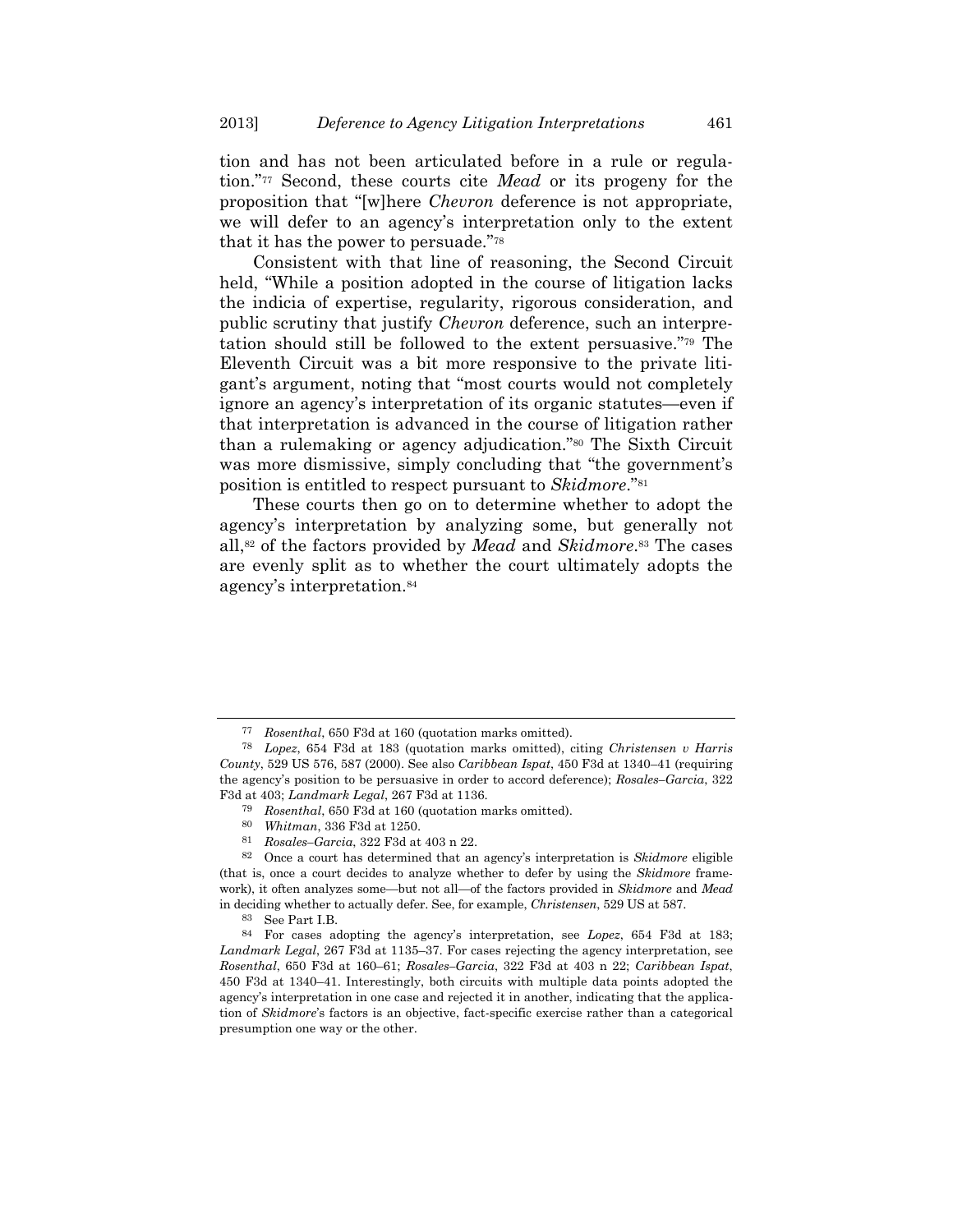tion and has not been articulated before in a rule or regulation."[77] Second, these courts cite *Mead* or its progeny for the proposition that "[w]here *Chevron* deference is not appropriate, we will defer to an agency's interpretation only to the extent that it has the power to persuade."[78]

Consistent with that line of reasoning, the Second Circuit held, "While a position adopted in the course of litigation lacks the indicia of expertise, regularity, rigorous consideration, and public scrutiny that justify *Chevron* deference, such an interpretation should still be followed to the extent persuasive."[79] The Eleventh Circuit was a bit more responsive to the private litigant's argument, noting that "most courts would not completely ignore an agency's interpretation of its organic statutes—even if that interpretation is advanced in the course of litigation rather than a rulemaking or agency adjudication."[80] The Sixth Circuit was more dismissive, simply concluding that "the government's position is entitled to respect pursuant to *Skidmore*."[81]

These courts then go on to determine whether to adopt the agency's interpretation by analyzing some, but generally not all,[82] of the factors provided by *Mead* and *Skidmore*.[83] The cases are evenly split as to whether the court ultimately adopts the agency's interpretation.[84]

---

[77] *Rosenthal*, 650 F3d at 160 (quotation marks omitted).

[78] *Lopez*, 654 F3d at 183 (quotation marks omitted), citing *Christensen v Harris County*, 529 US 576, 587 (2000). See also *Caribbean Ispat*, 450 F3d at 1340–41 (requiring the agency's position to be persuasive in order to accord deference); *Rosales–Garcia*, 322 F3d at 403; *Landmark Legal*, 267 F3d at 1136.

[79] *Rosenthal*, 650 F3d at 160 (quotation marks omitted).

[80] *Whitman*, 336 F3d at 1250.

[81] *Rosales–Garcia*, 322 F3d at 403 n 22.

[82] Once a court has determined that an agency's interpretation is *Skidmore* eligible (that is, once a court decides to analyze whether to defer by using the *Skidmore* framework), it often analyzes some—but not all—of the factors provided in *Skidmore* and *Mead* in deciding whether to actually defer. See, for example, *Christensen*, 529 US at 587.

[83] See Part I.B.

[84] For cases adopting the agency's interpretation, see *Lopez*, 654 F3d at 183; *Landmark Legal*, 267 F3d at 1135–37. For cases rejecting the agency interpretation, see *Rosenthal*, 650 F3d at 160–61; *Rosales–Garcia*, 322 F3d at 403 n 22; *Caribbean Ispat*, 450 F3d at 1340–41. Interestingly, both circuits with multiple data points adopted the agency's interpretation in one case and rejected it in another, indicating that the application of *Skidmore*'s factors is an objective, fact-specific exercise rather than a categorical presumption one way or the other.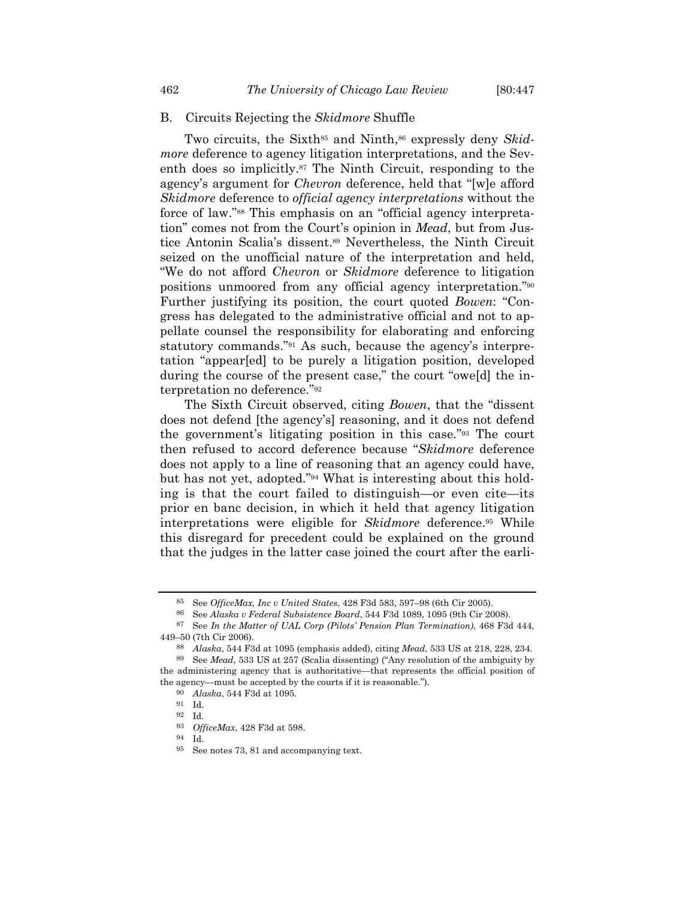## B. Circuits Rejecting the *Skidmore* Shuffle

Two circuits, the Sixth[85] and Ninth,[86] expressly deny *Skidmore* deference to agency litigation interpretations, and the Seventh does so implicitly.[87] The Ninth Circuit, responding to the agency's argument for *Chevron* deference, held that "[w]e afford *Skidmore* deference to *official agency interpretations* without the force of law."[88] This emphasis on an "official agency interpretation" comes not from the Court's opinion in *Mead*, but from Justice Antonin Scalia's dissent.[89] Nevertheless, the Ninth Circuit seized on the unofficial nature of the interpretation and held, "We do not afford *Chevron* or *Skidmore* deference to litigation positions unmoored from any official agency interpretation."[90] Further justifying its position, the court quoted *Bowen*: "Congress has delegated to the administrative official and not to appellate counsel the responsibility for elaborating and enforcing statutory commands."[91] As such, because the agency's interpretation "appear[ed] to be purely a litigation position, developed during the course of the present case," the court "owe[d] the interpretation no deference."[92]

The Sixth Circuit observed, citing *Bowen*, that the "dissent does not defend [the agency's] reasoning, and it does not defend the government's litigating position in this case."[93] The court then refused to accord deference because "*Skidmore* deference does not apply to a line of reasoning that an agency could have, but has not yet, adopted."[94] What is interesting about this holding is that the court failed to distinguish—or even cite—its prior en banc decision, in which it held that agency litigation interpretations were eligible for *Skidmore* deference.[95] While this disregard for precedent could be explained on the ground that the judges in the latter case joined the court after the earli-

---

[85] See *OfficeMax, Inc v United States*, 428 F3d 583, 597–98 (6th Cir 2005).

[86] See *Alaska v Federal Subsistence Board*, 544 F3d 1089, 1095 (9th Cir 2008).

[87] See *In the Matter of UAL Corp (Pilots' Pension Plan Termination)*, 468 F3d 444, 449–50 (7th Cir 2006).

[88] *Alaska*, 544 F3d at 1095 (emphasis added), citing *Mead*, 533 US at 218, 228, 234.

[89] See *Mead*, 533 US at 257 (Scalia dissenting) ("Any resolution of the ambiguity by the administering agency that is authoritative—that represents the official position of the agency—must be accepted by the courts if it is reasonable.").

[90] *Alaska*, 544 F3d at 1095.

[91] Id.

[92] Id.

[93] *OfficeMax*, 428 F3d at 598.

[94] Id.

[95] See notes 73, 81 and accompanying text.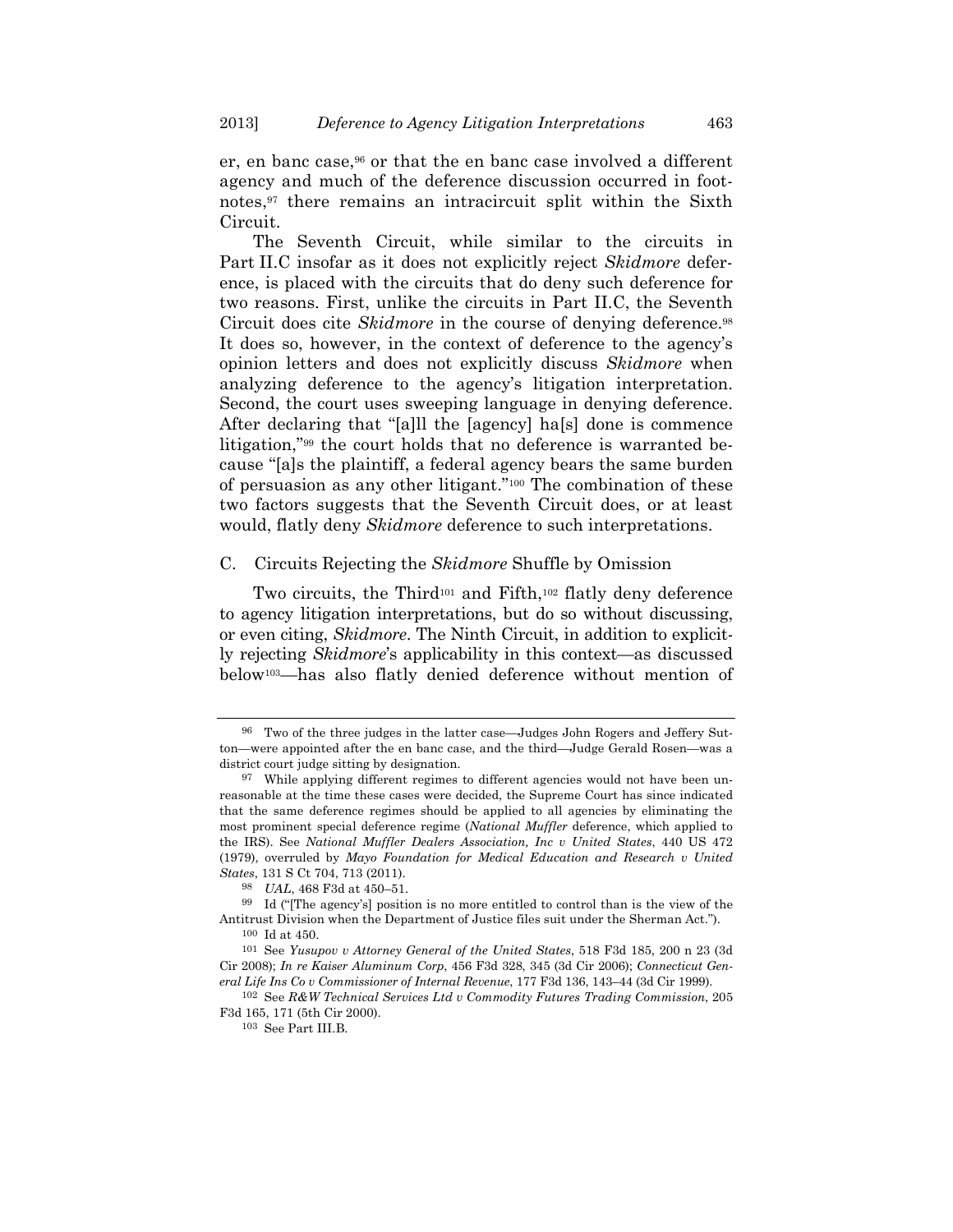er, en banc case,[96] or that the en banc case involved a different agency and much of the deference discussion occurred in footnotes,[97] there remains an intracircuit split within the Sixth Circuit.

The Seventh Circuit, while similar to the circuits in Part II.C insofar as it does not explicitly reject *Skidmore* deference, is placed with the circuits that do deny such deference for two reasons. First, unlike the circuits in Part II.C, the Seventh Circuit does cite *Skidmore* in the course of denying deference.[98] It does so, however, in the context of deference to the agency's opinion letters and does not explicitly discuss *Skidmore* when analyzing deference to the agency's litigation interpretation. Second, the court uses sweeping language in denying deference. After declaring that "[a]ll the [agency] ha[s] done is commence litigation,"[99] the court holds that no deference is warranted because "[a]s the plaintiff, a federal agency bears the same burden of persuasion as any other litigant."[100] The combination of these two factors suggests that the Seventh Circuit does, or at least would, flatly deny *Skidmore* deference to such interpretations.

### C. Circuits Rejecting the *Skidmore* Shuffle by Omission

Two circuits, the Third[101] and Fifth,[102] flatly deny deference to agency litigation interpretations, but do so without discussing, or even citing, *Skidmore*. The Ninth Circuit, in addition to explicitly rejecting *Skidmore*'s applicability in this context—as discussed below[103]—has also flatly denied deference without mention of

---

96 Two of the three judges in the latter case—Judges John Rogers and Jeffery Sutton—were appointed after the en banc case, and the third—Judge Gerald Rosen—was a district court judge sitting by designation.

97 While applying different regimes to different agencies would not have been unreasonable at the time these cases were decided, the Supreme Court has since indicated that the same deference regimes should be applied to all agencies by eliminating the most prominent special deference regime (*National Muffler* deference, which applied to the IRS). See *National Muffler Dealers Association, Inc v United States*, 440 US 472 (1979), overruled by *Mayo Foundation for Medical Education and Research v United States*, 131 S Ct 704, 713 (2011).

98 *UAL*, 468 F3d at 450–51.

99 Id ("[The agency's] position is no more entitled to control than is the view of the Antitrust Division when the Department of Justice files suit under the Sherman Act.").

100 Id at 450.

101 See *Yusupov v Attorney General of the United States*, 518 F3d 185, 200 n 23 (3d Cir 2008); *In re Kaiser Aluminum Corp*, 456 F3d 328, 345 (3d Cir 2006); *Connecticut General Life Ins Co v Commissioner of Internal Revenue*, 177 F3d 136, 143–44 (3d Cir 1999).

102 See *R&W Technical Services Ltd v Commodity Futures Trading Commission*, 205 F3d 165, 171 (5th Cir 2000).

103 See Part III.B.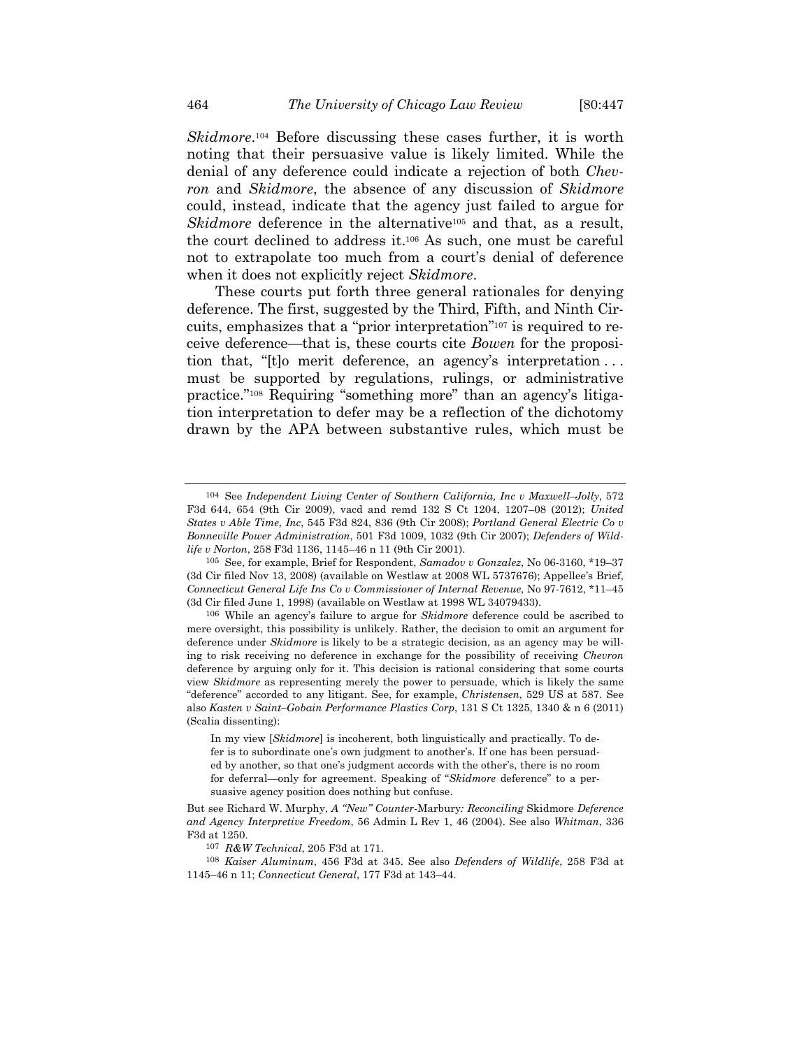*Skidmore*.[104] Before discussing these cases further, it is worth noting that their persuasive value is likely limited. While the denial of any deference could indicate a rejection of both *Chevron* and *Skidmore*, the absence of any discussion of *Skidmore* could, instead, indicate that the agency just failed to argue for *Skidmore* deference in the alternative[105] and that, as a result, the court declined to address it.[106] As such, one must be careful not to extrapolate too much from a court's denial of deference when it does not explicitly reject *Skidmore*.

These courts put forth three general rationales for denying deference. The first, suggested by the Third, Fifth, and Ninth Circuits, emphasizes that a "prior interpretation"[107] is required to receive deference—that is, these courts cite *Bowen* for the proposition that, "[t]o merit deference, an agency's interpretation . . . must be supported by regulations, rulings, or administrative practice."[108] Requiring "something more" than an agency's litigation interpretation to defer may be a reflection of the dichotomy drawn by the APA between substantive rules, which must be

---

104 See *Independent Living Center of Southern California, Inc v Maxwell–Jolly*, 572 F3d 644, 654 (9th Cir 2009), vacd and remd 132 S Ct 1204, 1207–08 (2012); *United States v Able Time, Inc*, 545 F3d 824, 836 (9th Cir 2008); *Portland General Electric Co v Bonneville Power Administration*, 501 F3d 1009, 1032 (9th Cir 2007); *Defenders of Wildlife v Norton*, 258 F3d 1136, 1145–46 n 11 (9th Cir 2001).

105 See, for example, Brief for Respondent, *Samadov v Gonzalez*, No 06-3160, \*19–37 (3d Cir filed Nov 13, 2008) (available on Westlaw at 2008 WL 5737676); Appellee's Brief, *Connecticut General Life Ins Co v Commissioner of Internal Revenue*, No 97-7612, \*11–45 (3d Cir filed June 1, 1998) (available on Westlaw at 1998 WL 34079433).

106 While an agency's failure to argue for *Skidmore* deference could be ascribed to mere oversight, this possibility is unlikely. Rather, the decision to omit an argument for deference under *Skidmore* is likely to be a strategic decision, as an agency may be willing to risk receiving no deference in exchange for the possibility of receiving *Chevron* deference by arguing only for it. This decision is rational considering that some courts view *Skidmore* as representing merely the power to persuade, which is likely the same "deference" accorded to any litigant. See, for example, *Christensen*, 529 US at 587. See also *Kasten v Saint–Gobain Performance Plastics Corp*, 131 S Ct 1325, 1340 & n 6 (2011) (Scalia dissenting):

> In my view [*Skidmore*] is incoherent, both linguistically and practically. To defer is to subordinate one's own judgment to another's. If one has been persuaded by another, so that one's judgment accords with the other's, there is no room for deferral—only for agreement. Speaking of "*Skidmore* deference" to a persuasive agency position does nothing but confuse.

But see Richard W. Murphy, *A "New" Counter-*Marbury*: Reconciling* Skidmore *Deference and Agency Interpretive Freedom*, 56 Admin L Rev 1, 46 (2004). See also *Whitman*, 336 F3d at 1250.

107 *R&W Technical*, 205 F3d at 171.

108 *Kaiser Aluminum*, 456 F3d at 345. See also *Defenders of Wildlife*, 258 F3d at 1145–46 n 11; *Connecticut General*, 177 F3d at 143–44.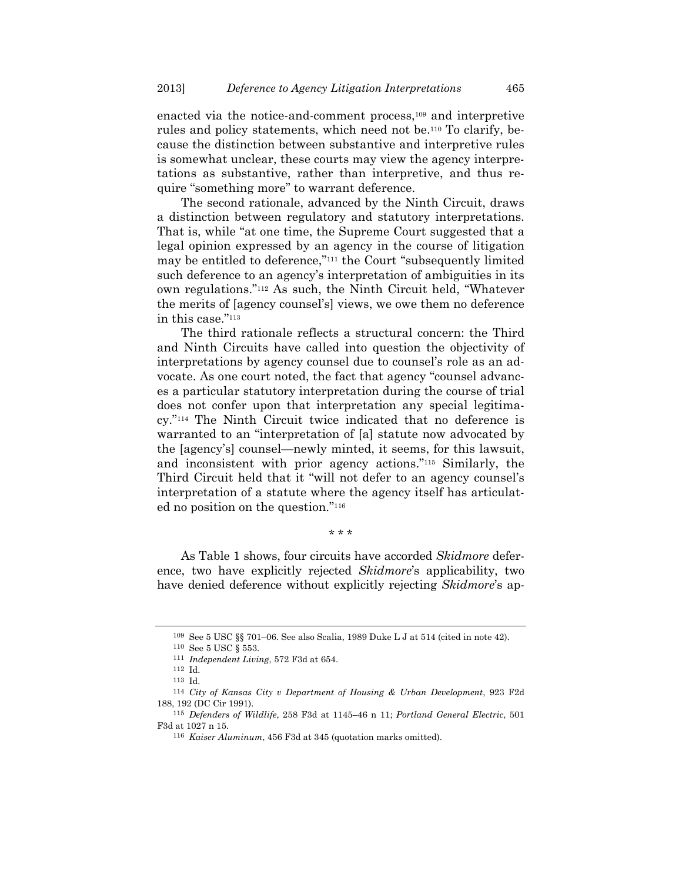enacted via the notice-and-comment process,[109] and interpretive rules and policy statements, which need not be.[110] To clarify, because the distinction between substantive and interpretive rules is somewhat unclear, these courts may view the agency interpretations as substantive, rather than interpretive, and thus require "something more" to warrant deference.

The second rationale, advanced by the Ninth Circuit, draws a distinction between regulatory and statutory interpretations. That is, while "at one time, the Supreme Court suggested that a legal opinion expressed by an agency in the course of litigation may be entitled to deference,"[111] the Court "subsequently limited such deference to an agency's interpretation of ambiguities in its own regulations."[112] As such, the Ninth Circuit held, "Whatever the merits of [agency counsel's] views, we owe them no deference in this case."[113]

The third rationale reflects a structural concern: the Third and Ninth Circuits have called into question the objectivity of interpretations by agency counsel due to counsel's role as an advocate. As one court noted, the fact that agency "counsel advances a particular statutory interpretation during the course of trial does not confer upon that interpretation any special legitimacy."[114] The Ninth Circuit twice indicated that no deference is warranted to an "interpretation of [a] statute now advocated by the [agency's] counsel—newly minted, it seems, for this lawsuit, and inconsistent with prior agency actions."[115] Similarly, the Third Circuit held that it "will not defer to an agency counsel's interpretation of a statute where the agency itself has articulated no position on the question."[116]

\* \* \*

As Table 1 shows, four circuits have accorded *Skidmore* deference, two have explicitly rejected *Skidmore*'s applicability, two have denied deference without explicitly rejecting *Skidmore*'s ap-

---

[109] See 5 USC §§ 701–06. See also Scalia, 1989 Duke L J at 514 (cited in note 42).

[110] See 5 USC § 553.

[111] *Independent Living*, 572 F3d at 654.

[112] Id.

[113] Id.

[114] *City of Kansas City v Department of Housing & Urban Development*, 923 F2d 188, 192 (DC Cir 1991).

[115] *Defenders of Wildlife*, 258 F3d at 1145–46 n 11; *Portland General Electric*, 501 F3d at 1027 n 15.

[116] *Kaiser Aluminum*, 456 F3d at 345 (quotation marks omitted).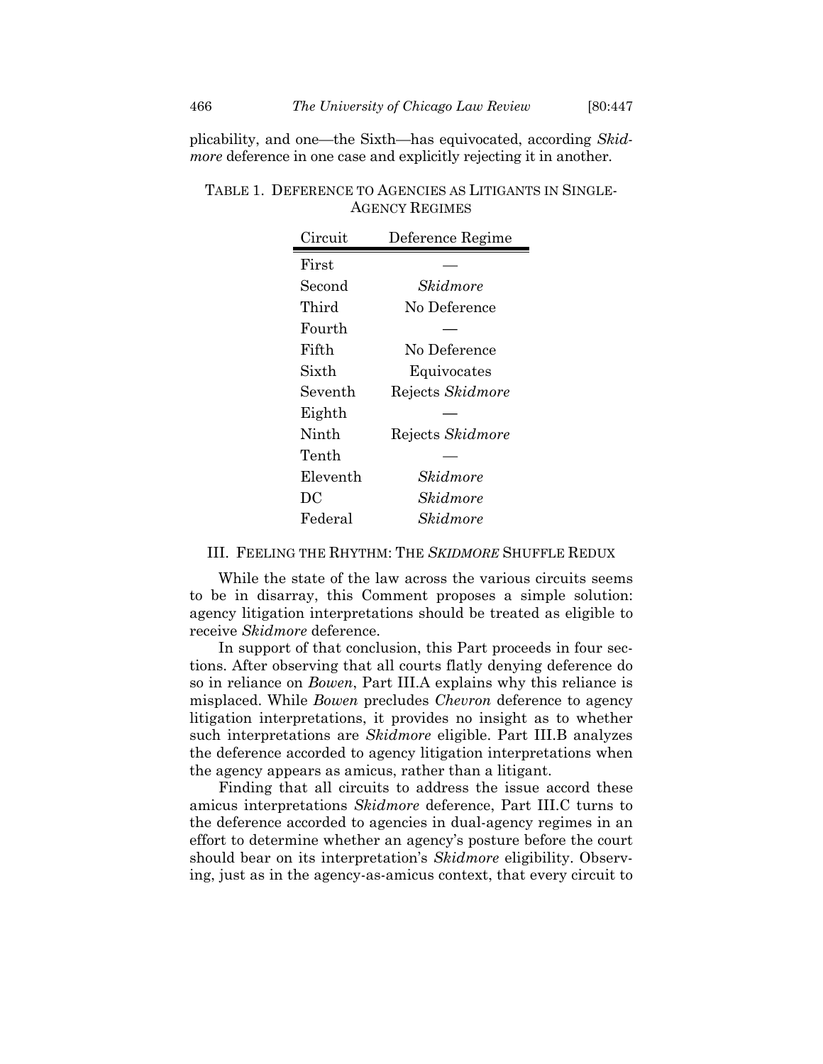plicability, and one—the Sixth—has equivocated, according *Skidmore* deference in one case and explicitly rejecting it in another.

TABLE 1. DEFERENCE TO AGENCIES AS LITIGANTS IN SINGLE-AGENCY REGIMES

| Circuit | Deference Regime |
|---|---|
| First | — |
| Second | *Skidmore* |
| Third | No Deference |
| Fourth | — |
| Fifth | No Deference |
| Sixth | Equivocates |
| Seventh | Rejects *Skidmore* |
| Eighth | — |
| Ninth | Rejects *Skidmore* |
| Tenth | — |
| Eleventh | *Skidmore* |
| DC | *Skidmore* |
| Federal | *Skidmore* |

## III. FEELING THE RHYTHM: THE *SKIDMORE* SHUFFLE REDUX

While the state of the law across the various circuits seems to be in disarray, this Comment proposes a simple solution: agency litigation interpretations should be treated as eligible to receive *Skidmore* deference.

In support of that conclusion, this Part proceeds in four sections. After observing that all courts flatly denying deference do so in reliance on *Bowen*, Part III.A explains why this reliance is misplaced. While *Bowen* precludes *Chevron* deference to agency litigation interpretations, it provides no insight as to whether such interpretations are *Skidmore* eligible. Part III.B analyzes the deference accorded to agency litigation interpretations when the agency appears as amicus, rather than a litigant.

Finding that all circuits to address the issue accord these amicus interpretations *Skidmore* deference, Part III.C turns to the deference accorded to agencies in dual-agency regimes in an effort to determine whether an agency's posture before the court should bear on its interpretation's *Skidmore* eligibility. Observing, just as in the agency-as-amicus context, that every circuit to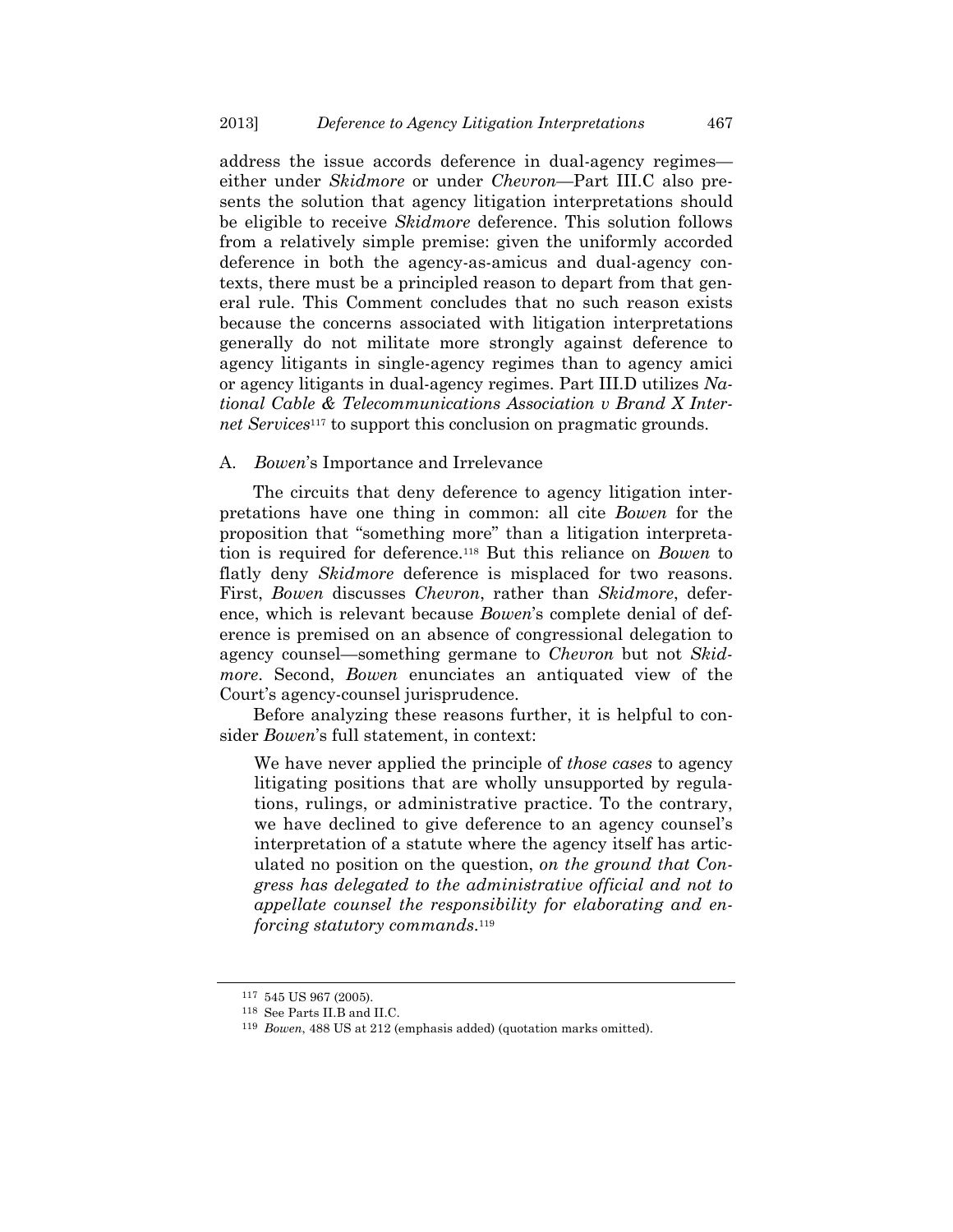address the issue accords deference in dual-agency regimes—either under *Skidmore* or under *Chevron*—Part III.C also presents the solution that agency litigation interpretations should be eligible to receive *Skidmore* deference. This solution follows from a relatively simple premise: given the uniformly accorded deference in both the agency-as-amicus and dual-agency contexts, there must be a principled reason to depart from that general rule. This Comment concludes that no such reason exists because the concerns associated with litigation interpretations generally do not militate more strongly against deference to agency litigants in single-agency regimes than to agency amici or agency litigants in dual-agency regimes. Part III.D utilizes *National Cable & Telecommunications Association v Brand X Internet Services*[117] to support this conclusion on pragmatic grounds.

## A. *Bowen*'s Importance and Irrelevance

The circuits that deny deference to agency litigation interpretations have one thing in common: all cite *Bowen* for the proposition that "something more" than a litigation interpretation is required for deference.[118] But this reliance on *Bowen* to flatly deny *Skidmore* deference is misplaced for two reasons. First, *Bowen* discusses *Chevron*, rather than *Skidmore*, deference, which is relevant because *Bowen*'s complete denial of deference is premised on an absence of congressional delegation to agency counsel—something germane to *Chevron* but not *Skidmore*. Second, *Bowen* enunciates an antiquated view of the Court's agency-counsel jurisprudence.

Before analyzing these reasons further, it is helpful to consider *Bowen*'s full statement, in context:

> We have never applied the principle of *those cases* to agency litigating positions that are wholly unsupported by regulations, rulings, or administrative practice. To the contrary, we have declined to give deference to an agency counsel's interpretation of a statute where the agency itself has articulated no position on the question, *on the ground that Congress has delegated to the administrative official and not to appellate counsel the responsibility for elaborating and enforcing statutory commands*.[119]

---

[117] 545 US 967 (2005).

[118] See Parts II.B and II.C.

[119] *Bowen*, 488 US at 212 (emphasis added) (quotation marks omitted).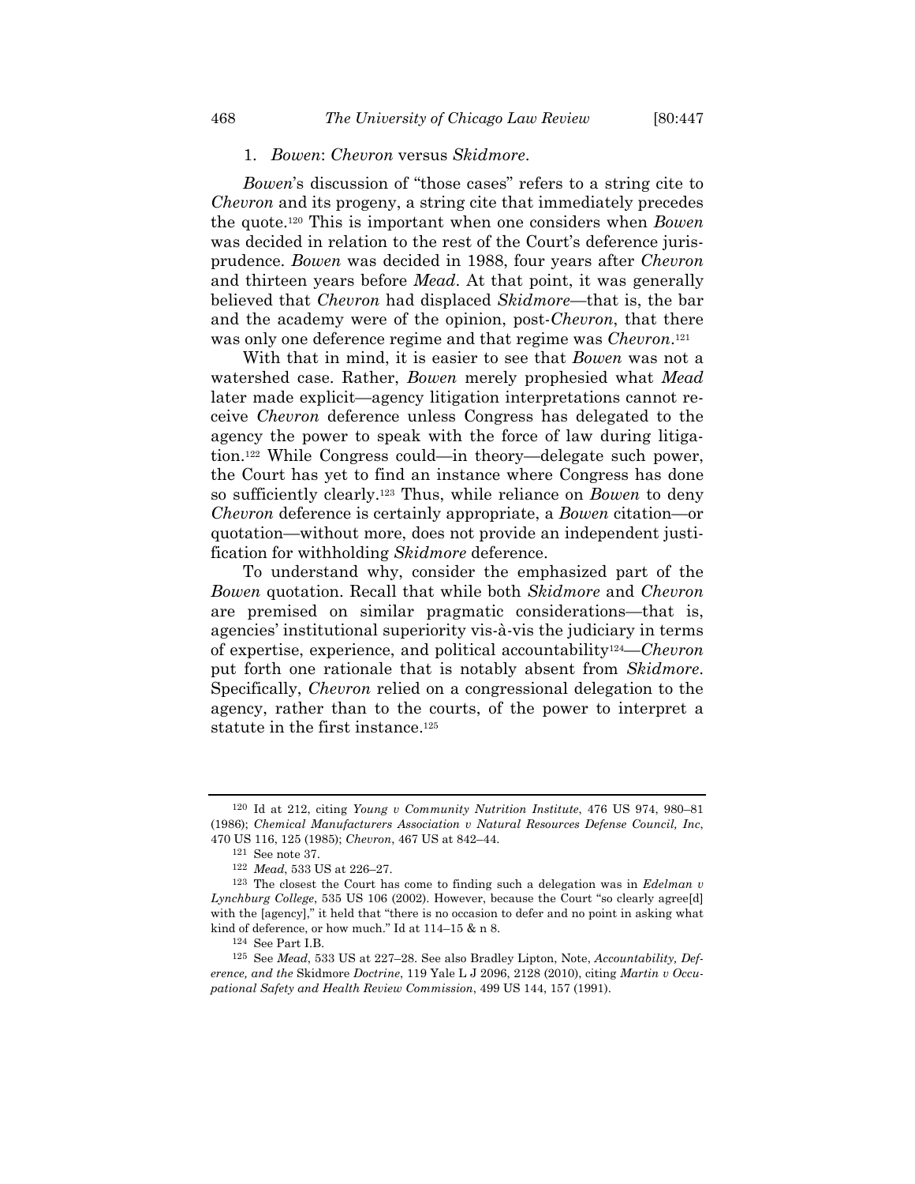### 1. *Bowen*: *Chevron* versus *Skidmore*.

*Bowen*'s discussion of "those cases" refers to a string cite to *Chevron* and its progeny, a string cite that immediately precedes the quote.[120] This is important when one considers when *Bowen* was decided in relation to the rest of the Court's deference jurisprudence. *Bowen* was decided in 1988, four years after *Chevron* and thirteen years before *Mead*. At that point, it was generally believed that *Chevron* had displaced *Skidmore*—that is, the bar and the academy were of the opinion, post-*Chevron*, that there was only one deference regime and that regime was *Chevron*.[121]

With that in mind, it is easier to see that *Bowen* was not a watershed case. Rather, *Bowen* merely prophesied what *Mead* later made explicit—agency litigation interpretations cannot receive *Chevron* deference unless Congress has delegated to the agency the power to speak with the force of law during litigation.[122] While Congress could—in theory—delegate such power, the Court has yet to find an instance where Congress has done so sufficiently clearly.[123] Thus, while reliance on *Bowen* to deny *Chevron* deference is certainly appropriate, a *Bowen* citation—or quotation—without more, does not provide an independent justification for withholding *Skidmore* deference.

To understand why, consider the emphasized part of the *Bowen* quotation. Recall that while both *Skidmore* and *Chevron* are premised on similar pragmatic considerations—that is, agencies' institutional superiority vis-à-vis the judiciary in terms of expertise, experience, and political accountability[124]—*Chevron* put forth one rationale that is notably absent from *Skidmore*. Specifically, *Chevron* relied on a congressional delegation to the agency, rather than to the courts, of the power to interpret a statute in the first instance.[125]

---

[120] Id at 212, citing *Young v Community Nutrition Institute*, 476 US 974, 980–81 (1986); *Chemical Manufacturers Association v Natural Resources Defense Council, Inc*, 470 US 116, 125 (1985); *Chevron*, 467 US at 842–44.

[121] See note 37.

[122] *Mead*, 533 US at 226–27.

[123] The closest the Court has come to finding such a delegation was in *Edelman v Lynchburg College*, 535 US 106 (2002). However, because the Court "so clearly agree[d] with the [agency]," it held that "there is no occasion to defer and no point in asking what kind of deference, or how much." Id at 114–15 & n 8.

[124] See Part I.B.

[125] See *Mead*, 533 US at 227–28. See also Bradley Lipton, Note, *Accountability, Deference, and the* Skidmore *Doctrine*, 119 Yale L J 2096, 2128 (2010), citing *Martin v Occupational Safety and Health Review Commission*, 499 US 144, 157 (1991).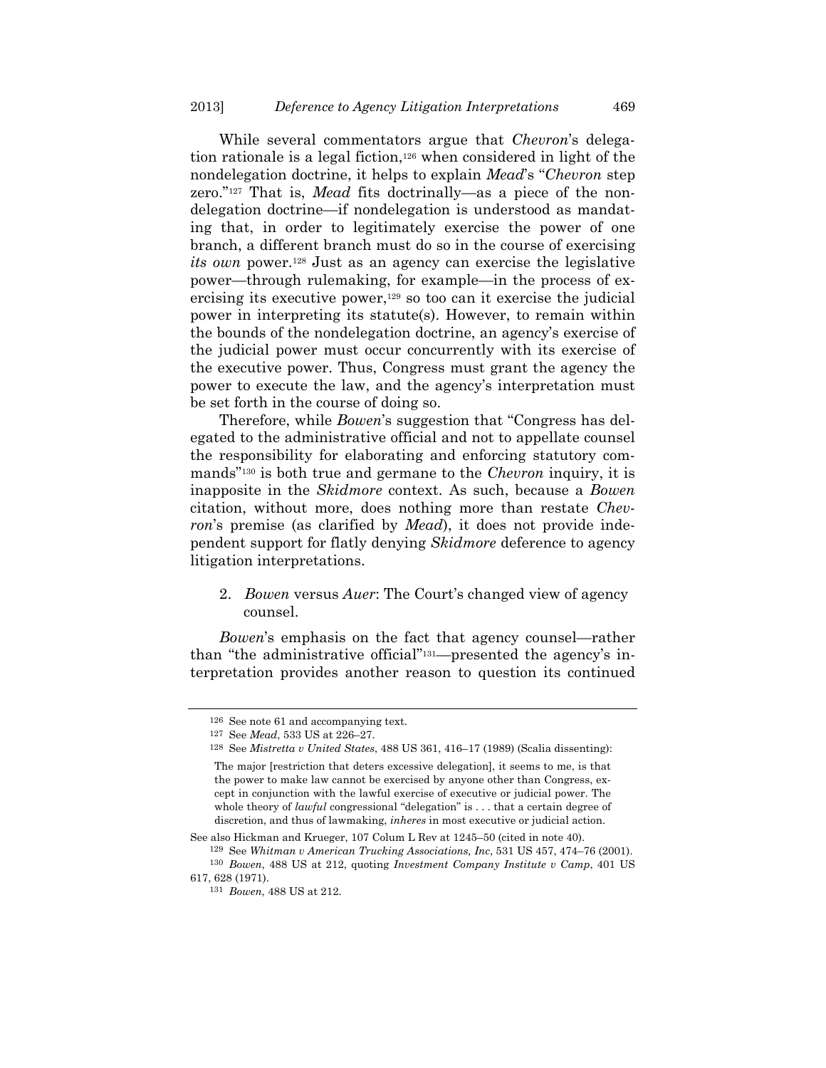While several commentators argue that *Chevron*'s delegation rationale is a legal fiction,[126] when considered in light of the nondelegation doctrine, it helps to explain *Mead*'s "*Chevron* step zero."[127] That is, *Mead* fits doctrinally—as a piece of the nondelegation doctrine—if nondelegation is understood as mandating that, in order to legitimately exercise the power of one branch, a different branch must do so in the course of exercising *its own* power.[128] Just as an agency can exercise the legislative power—through rulemaking, for example—in the process of exercising its executive power,[129] so too can it exercise the judicial power in interpreting its statute(s). However, to remain within the bounds of the nondelegation doctrine, an agency's exercise of the judicial power must occur concurrently with its exercise of the executive power. Thus, Congress must grant the agency the power to execute the law, and the agency's interpretation must be set forth in the course of doing so.

Therefore, while *Bowen*'s suggestion that "Congress has delegated to the administrative official and not to appellate counsel the responsibility for elaborating and enforcing statutory commands"[130] is both true and germane to the *Chevron* inquiry, it is inapposite in the *Skidmore* context. As such, because a *Bowen* citation, without more, does nothing more than restate *Chevron*'s premise (as clarified by *Mead*), it does not provide independent support for flatly denying *Skidmore* deference to agency litigation interpretations.

2. *Bowen* versus *Auer*: The Court's changed view of agency counsel.

*Bowen*'s emphasis on the fact that agency counsel—rather than "the administrative official"[131]—presented the agency's interpretation provides another reason to question its continued

---

[126] See note 61 and accompanying text.

[127] See *Mead*, 533 US at 226–27.

[128] See *Mistretta v United States*, 488 US 361, 416–17 (1989) (Scalia dissenting):

> The major [restriction that deters excessive delegation], it seems to me, is that the power to make law cannot be exercised by anyone other than Congress, except in conjunction with the lawful exercise of executive or judicial power. The whole theory of *lawful* congressional "delegation" is . . . that a certain degree of discretion, and thus of lawmaking, *inheres* in most executive or judicial action.

See also Hickman and Krueger, 107 Colum L Rev at 1245–50 (cited in note 40).

[129] See *Whitman v American Trucking Associations, Inc*, 531 US 457, 474–76 (2001).

[130] *Bowen*, 488 US at 212, quoting *Investment Company Institute v Camp*, 401 US 617, 628 (1971).

[131] *Bowen*, 488 US at 212.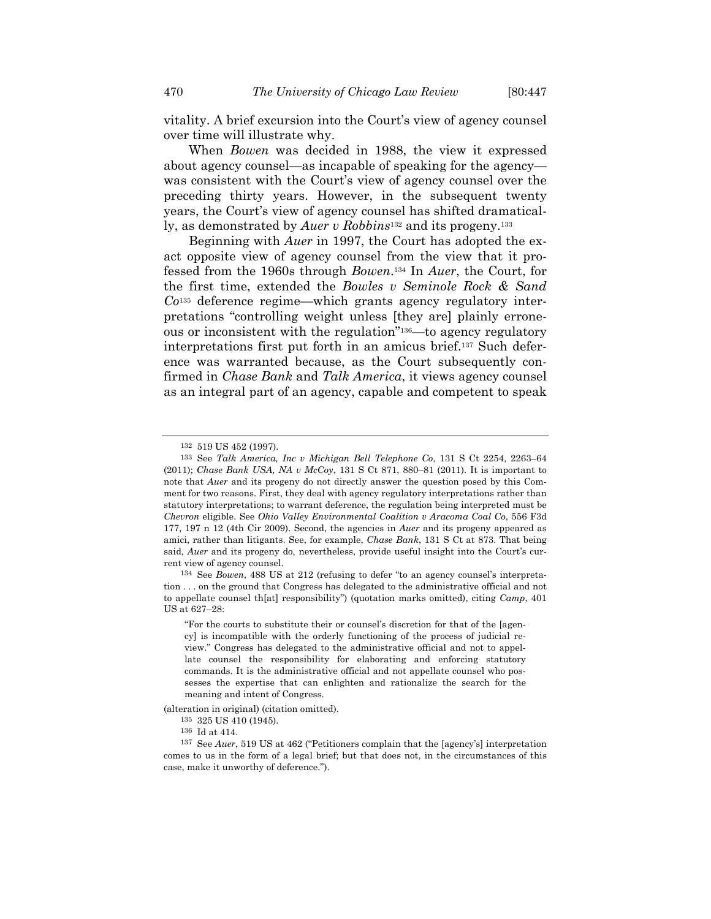vitality. A brief excursion into the Court's view of agency counsel over time will illustrate why.

When *Bowen* was decided in 1988, the view it expressed about agency counsel—as incapable of speaking for the agency—was consistent with the Court's view of agency counsel over the preceding thirty years. However, in the subsequent twenty years, the Court's view of agency counsel has shifted dramatically, as demonstrated by *Auer v Robbins*[132] and its progeny.[133]

Beginning with *Auer* in 1997, the Court has adopted the exact opposite view of agency counsel from the view that it professed from the 1960s through *Bowen*.[134] In *Auer*, the Court, for the first time, extended the *Bowles v Seminole Rock & Sand Co*[135] deference regime—which grants agency regulatory interpretations "controlling weight unless [they are] plainly erroneous or inconsistent with the regulation"[136]—to agency regulatory interpretations first put forth in an amicus brief.[137] Such deference was warranted because, as the Court subsequently confirmed in *Chase Bank* and *Talk America*, it views agency counsel as an integral part of an agency, capable and competent to speak

---

[132] 519 US 452 (1997).

[133] See *Talk America, Inc v Michigan Bell Telephone Co*, 131 S Ct 2254, 2263–64 (2011); *Chase Bank USA, NA v McCoy*, 131 S Ct 871, 880–81 (2011). It is important to note that *Auer* and its progeny do not directly answer the question posed by this Comment for two reasons. First, they deal with agency regulatory interpretations rather than statutory interpretations; to warrant deference, the regulation being interpreted must be *Chevron* eligible. See *Ohio Valley Environmental Coalition v Aracoma Coal Co*, 556 F3d 177, 197 n 12 (4th Cir 2009). Second, the agencies in *Auer* and its progeny appeared as amici, rather than litigants. See, for example, *Chase Bank*, 131 S Ct at 873. That being said, *Auer* and its progeny do, nevertheless, provide useful insight into the Court's current view of agency counsel.

[134] See *Bowen*, 488 US at 212 (refusing to defer "to an agency counsel's interpretation . . . on the ground that Congress has delegated to the administrative official and not to appellate counsel th[at] responsibility") (quotation marks omitted), citing *Camp*, 401 US at 627–28:

> "For the courts to substitute their or counsel's discretion for that of the [agency] is incompatible with the orderly functioning of the process of judicial review." Congress has delegated to the administrative official and not to appellate counsel the responsibility for elaborating and enforcing statutory commands. It is the administrative official and not appellate counsel who possesses the expertise that can enlighten and rationalize the search for the meaning and intent of Congress.

(alteration in original) (citation omitted).

[135] 325 US 410 (1945).

[136] Id at 414.

[137] See *Auer*, 519 US at 462 ("Petitioners complain that the [agency's] interpretation comes to us in the form of a legal brief; but that does not, in the circumstances of this case, make it unworthy of deference.").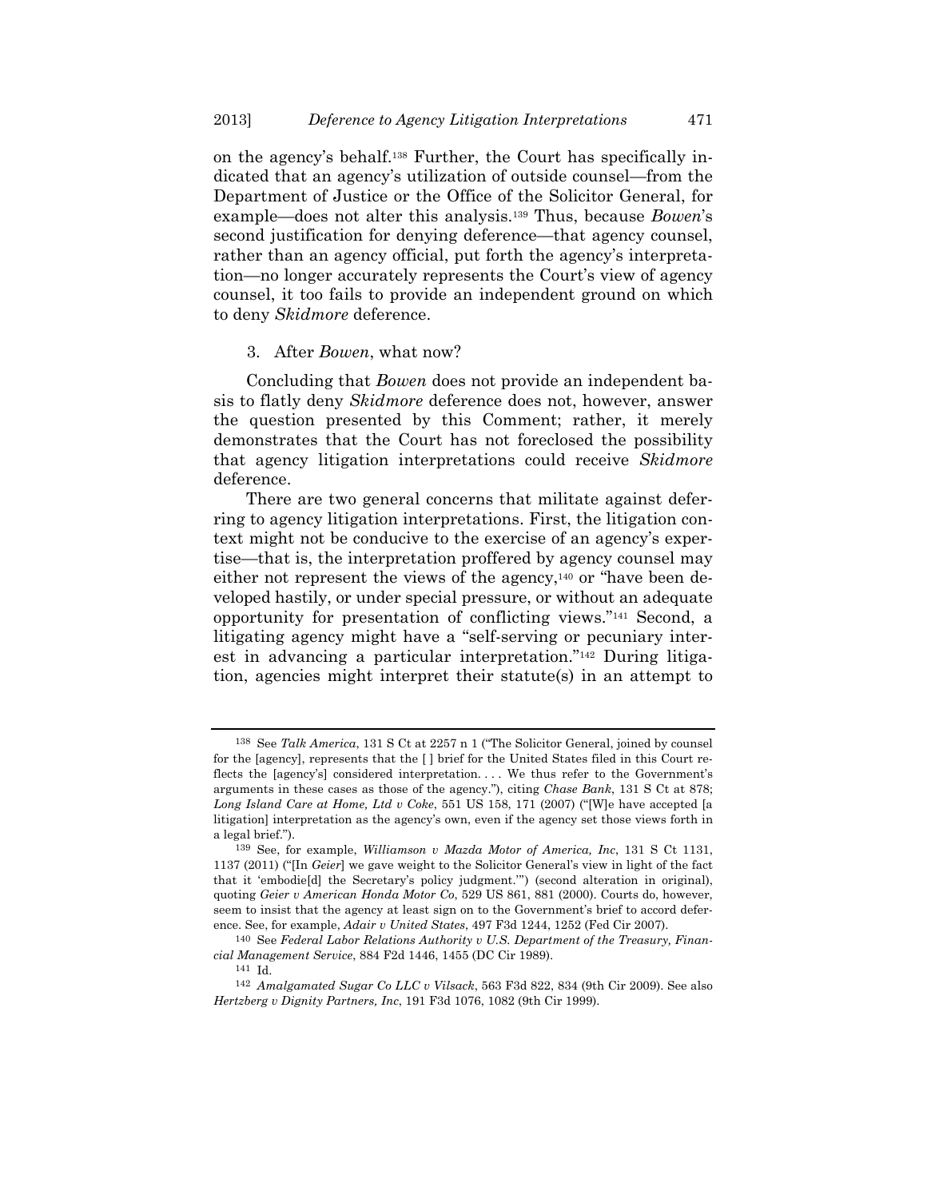on the agency's behalf.[138] Further, the Court has specifically indicated that an agency's utilization of outside counsel—from the Department of Justice or the Office of the Solicitor General, for example—does not alter this analysis.[139] Thus, because *Bowen*'s second justification for denying deference—that agency counsel, rather than an agency official, put forth the agency's interpretation—no longer accurately represents the Court's view of agency counsel, it too fails to provide an independent ground on which to deny *Skidmore* deference.

### 3. After *Bowen*, what now?

Concluding that *Bowen* does not provide an independent basis to flatly deny *Skidmore* deference does not, however, answer the question presented by this Comment; rather, it merely demonstrates that the Court has not foreclosed the possibility that agency litigation interpretations could receive *Skidmore* deference.

There are two general concerns that militate against deferring to agency litigation interpretations. First, the litigation context might not be conducive to the exercise of an agency's expertise—that is, the interpretation proffered by agency counsel may either not represent the views of the agency,[140] or "have been developed hastily, or under special pressure, or without an adequate opportunity for presentation of conflicting views."[141] Second, a litigating agency might have a "self-serving or pecuniary interest in advancing a particular interpretation."[142] During litigation, agencies might interpret their statute(s) in an attempt to

---

[138] See *Talk America*, 131 S Ct at 2257 n 1 ("The Solicitor General, joined by counsel for the [agency], represents that the [ ] brief for the United States filed in this Court reflects the [agency's] considered interpretation. . . . We thus refer to the Government's arguments in these cases as those of the agency."), citing *Chase Bank*, 131 S Ct at 878; *Long Island Care at Home, Ltd v Coke*, 551 US 158, 171 (2007) ("[W]e have accepted [a litigation] interpretation as the agency's own, even if the agency set those views forth in a legal brief.").

[139] See, for example, *Williamson v Mazda Motor of America, Inc*, 131 S Ct 1131, 1137 (2011) ("[In *Geier*] we gave weight to the Solicitor General's view in light of the fact that it 'embodie[d] the Secretary's policy judgment.'") (second alteration in original), quoting *Geier v American Honda Motor Co*, 529 US 861, 881 (2000). Courts do, however, seem to insist that the agency at least sign on to the Government's brief to accord deference. See, for example, *Adair v United States*, 497 F3d 1244, 1252 (Fed Cir 2007).

[140] See *Federal Labor Relations Authority v U.S. Department of the Treasury, Financial Management Service*, 884 F2d 1446, 1455 (DC Cir 1989).

[141] Id.

[142] *Amalgamated Sugar Co LLC v Vilsack*, 563 F3d 822, 834 (9th Cir 2009). See also *Hertzberg v Dignity Partners, Inc*, 191 F3d 1076, 1082 (9th Cir 1999).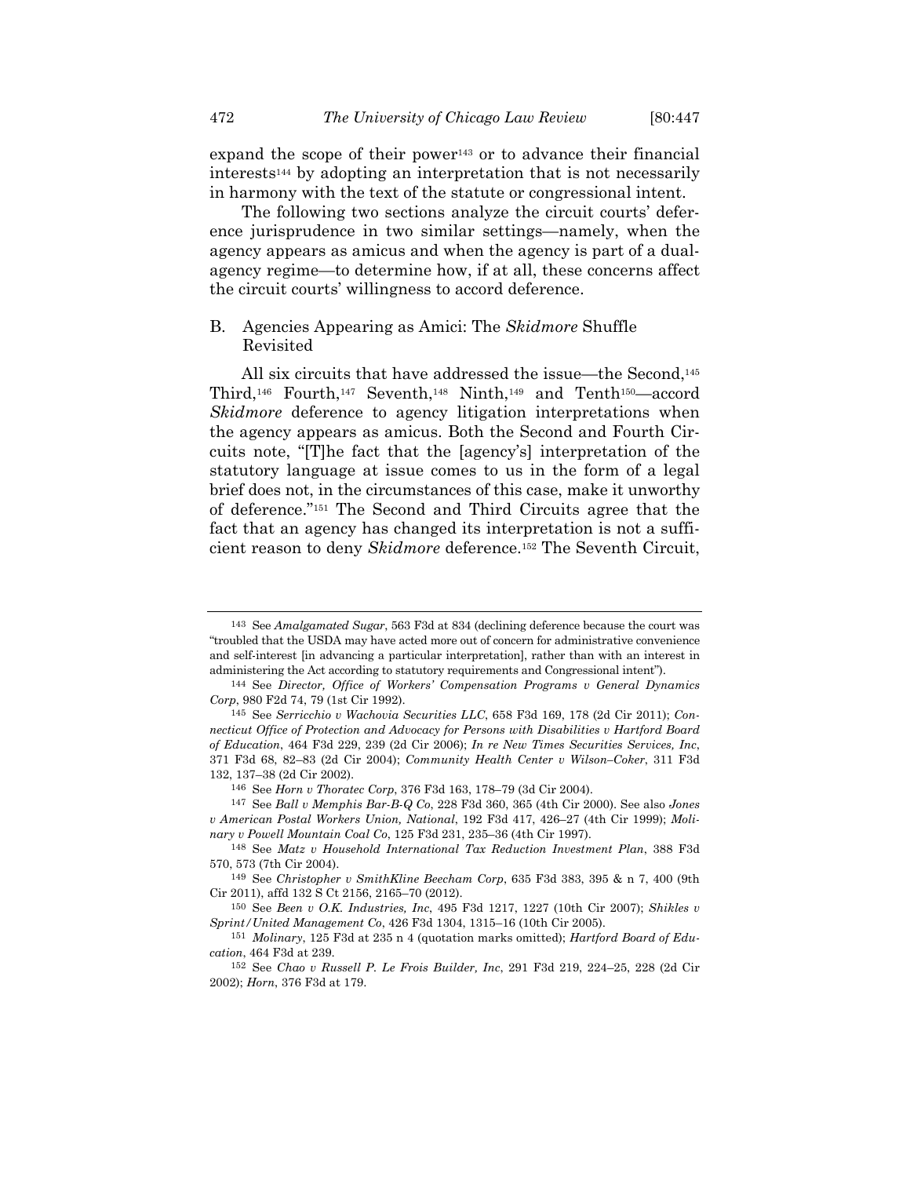expand the scope of their power[143] or to advance their financial interests[144] by adopting an interpretation that is not necessarily in harmony with the text of the statute or congressional intent.

The following two sections analyze the circuit courts' deference jurisprudence in two similar settings—namely, when the agency appears as amicus and when the agency is part of a dual-agency regime—to determine how, if at all, these concerns affect the circuit courts' willingness to accord deference.

## B. Agencies Appearing as Amici: The *Skidmore* Shuffle Revisited

All six circuits that have addressed the issue—the Second,[145] Third,[146] Fourth,[147] Seventh,[148] Ninth,[149] and Tenth[150]—accord *Skidmore* deference to agency litigation interpretations when the agency appears as amicus. Both the Second and Fourth Circuits note, "[T]he fact that the [agency's] interpretation of the statutory language at issue comes to us in the form of a legal brief does not, in the circumstances of this case, make it unworthy of deference."[151] The Second and Third Circuits agree that the fact that an agency has changed its interpretation is not a sufficient reason to deny *Skidmore* deference.[152] The Seventh Circuit,

---

143 See *Amalgamated Sugar*, 563 F3d at 834 (declining deference because the court was "troubled that the USDA may have acted more out of concern for administrative convenience and self-interest [in advancing a particular interpretation], rather than with an interest in administering the Act according to statutory requirements and Congressional intent").

144 See *Director, Office of Workers' Compensation Programs v General Dynamics Corp*, 980 F2d 74, 79 (1st Cir 1992).

145 See *Serricchio v Wachovia Securities LLC*, 658 F3d 169, 178 (2d Cir 2011); *Connecticut Office of Protection and Advocacy for Persons with Disabilities v Hartford Board of Education*, 464 F3d 229, 239 (2d Cir 2006); *In re New Times Securities Services, Inc*, 371 F3d 68, 82–83 (2d Cir 2004); *Community Health Center v Wilson–Coker*, 311 F3d 132, 137–38 (2d Cir 2002).

146 See *Horn v Thoratec Corp*, 376 F3d 163, 178–79 (3d Cir 2004).

147 See *Ball v Memphis Bar-B-Q Co*, 228 F3d 360, 365 (4th Cir 2000). See also *Jones v American Postal Workers Union, National*, 192 F3d 417, 426–27 (4th Cir 1999); *Molinary v Powell Mountain Coal Co*, 125 F3d 231, 235–36 (4th Cir 1997).

148 See *Matz v Household International Tax Reduction Investment Plan*, 388 F3d 570, 573 (7th Cir 2004).

149 See *Christopher v SmithKline Beecham Corp*, 635 F3d 383, 395 & n 7, 400 (9th Cir 2011), affd 132 S Ct 2156, 2165–70 (2012).

150 See *Been v O.K. Industries, Inc*, 495 F3d 1217, 1227 (10th Cir 2007); *Shikles v Sprint/United Management Co*, 426 F3d 1304, 1315–16 (10th Cir 2005).

151 *Molinary*, 125 F3d at 235 n 4 (quotation marks omitted); *Hartford Board of Education*, 464 F3d at 239.

152 See *Chao v Russell P. Le Frois Builder, Inc*, 291 F3d 219, 224–25, 228 (2d Cir 2002); *Horn*, 376 F3d at 179.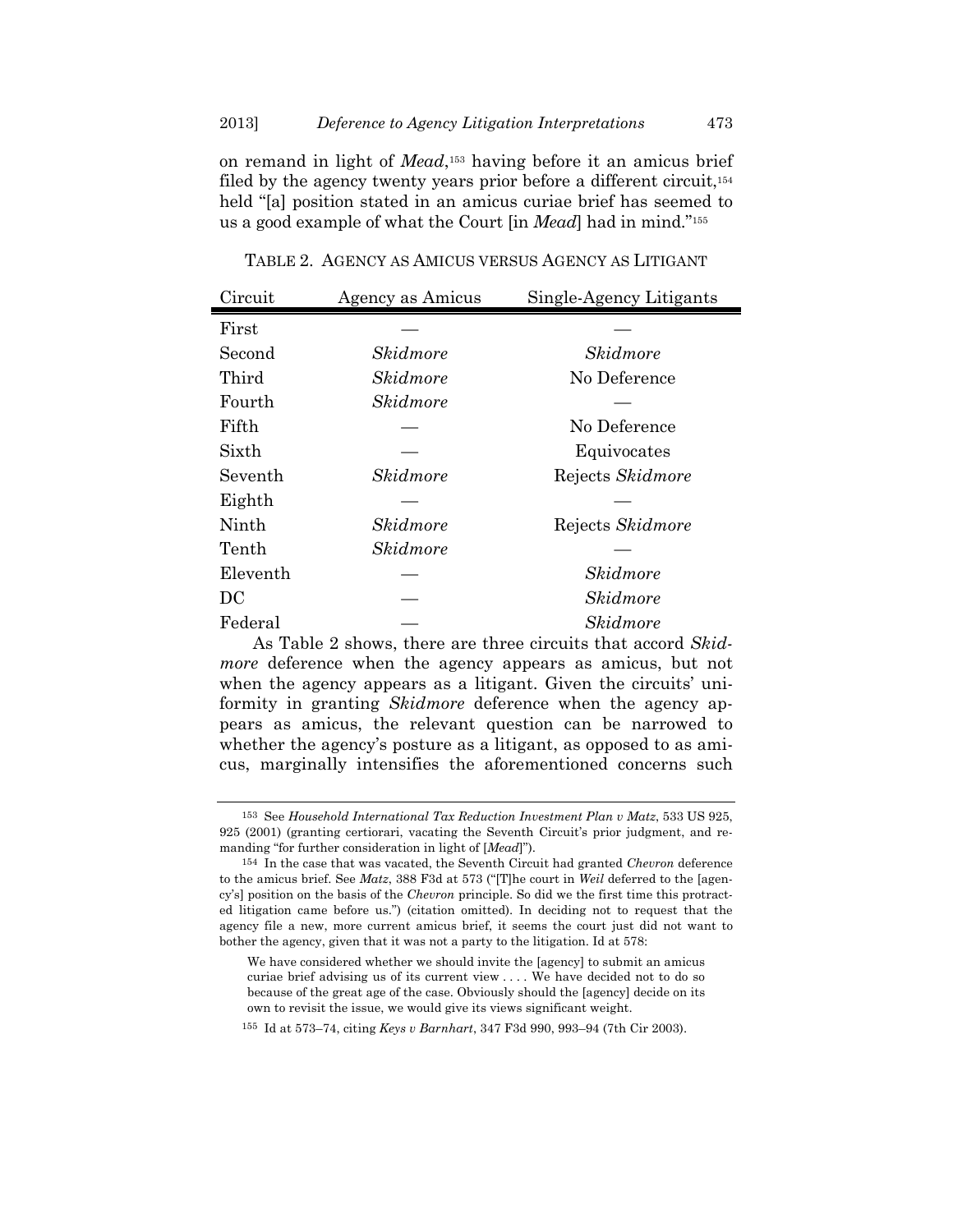on remand in light of *Mead*,[153] having before it an amicus brief filed by the agency twenty years prior before a different circuit,[154] held "[a] position stated in an amicus curiae brief has seemed to us a good example of what the Court [in *Mead*] had in mind."[155]

TABLE 2. AGENCY AS AMICUS VERSUS AGENCY AS LITIGANT

| Circuit | Agency as Amicus | Single-Agency Litigants |
|---|---|---|
| First | — | — |
| Second | *Skidmore* | *Skidmore* |
| Third | *Skidmore* | No Deference |
| Fourth | *Skidmore* | — |
| Fifth | — | No Deference |
| Sixth | — | Equivocates |
| Seventh | *Skidmore* | Rejects *Skidmore* |
| Eighth | — | — |
| Ninth | *Skidmore* | Rejects *Skidmore* |
| Tenth | *Skidmore* | — |
| Eleventh | — | *Skidmore* |
| DC | — | *Skidmore* |
| Federal | — | *Skidmore* |

As Table 2 shows, there are three circuits that accord *Skidmore* deference when the agency appears as amicus, but not when the agency appears as a litigant. Given the circuits' uniformity in granting *Skidmore* deference when the agency appears as amicus, the relevant question can be narrowed to whether the agency's posture as a litigant, as opposed to as amicus, marginally intensifies the aforementioned concerns such

---

[153] See *Household International Tax Reduction Investment Plan v Matz*, 533 US 925, 925 (2001) (granting certiorari, vacating the Seventh Circuit's prior judgment, and remanding "for further consideration in light of [*Mead*]").

[154] In the case that was vacated, the Seventh Circuit had granted *Chevron* deference to the amicus brief. See *Matz*, 388 F3d at 573 ("[T]he court in *Weil* deferred to the [agency's] position on the basis of the *Chevron* principle. So did we the first time this protracted litigation came before us.") (citation omitted). In deciding not to request that the agency file a new, more current amicus brief, it seems the court just did not want to bother the agency, given that it was not a party to the litigation. Id at 578:

> We have considered whether we should invite the [agency] to submit an amicus curiae brief advising us of its current view . . . . We have decided not to do so because of the great age of the case. Obviously should the [agency] decide on its own to revisit the issue, we would give its views significant weight.

[155] Id at 573–74, citing *Keys v Barnhart*, 347 F3d 990, 993–94 (7th Cir 2003).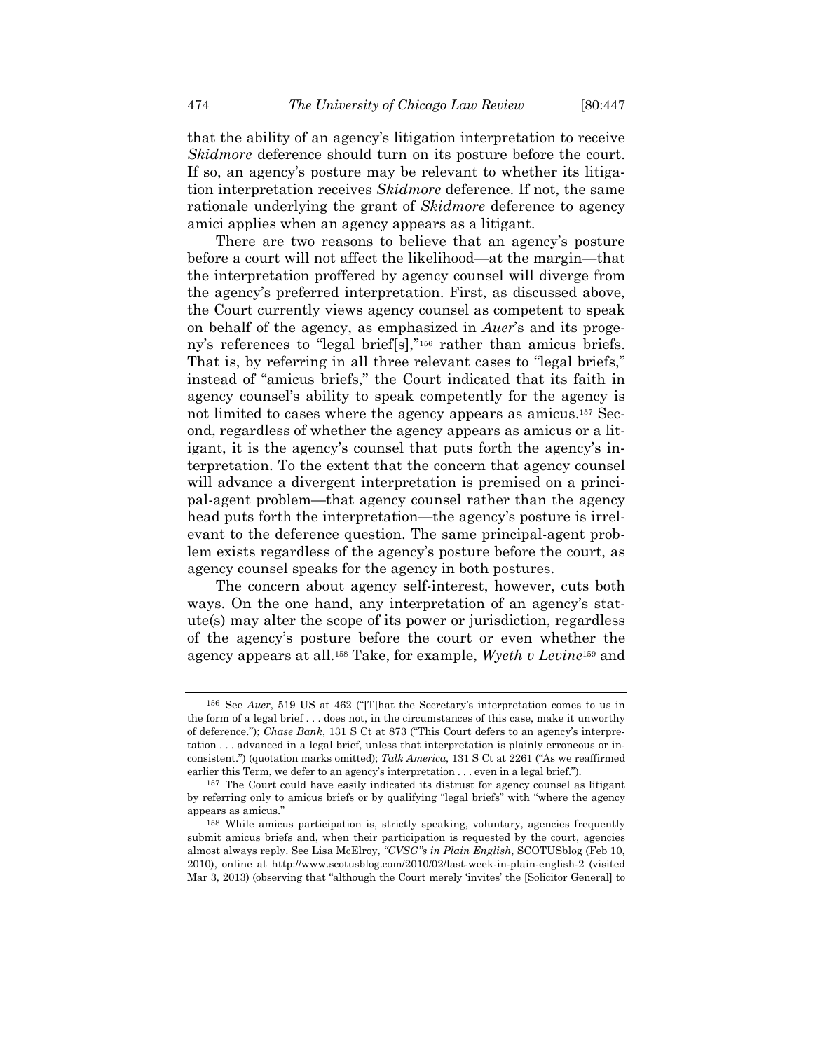that the ability of an agency's litigation interpretation to receive *Skidmore* deference should turn on its posture before the court. If so, an agency's posture may be relevant to whether its litigation interpretation receives *Skidmore* deference. If not, the same rationale underlying the grant of *Skidmore* deference to agency amici applies when an agency appears as a litigant.

There are two reasons to believe that an agency's posture before a court will not affect the likelihood—at the margin—that the interpretation proffered by agency counsel will diverge from the agency's preferred interpretation. First, as discussed above, the Court currently views agency counsel as competent to speak on behalf of the agency, as emphasized in *Auer*'s and its progeny's references to "legal brief[s],"[156] rather than amicus briefs. That is, by referring in all three relevant cases to "legal briefs," instead of "amicus briefs," the Court indicated that its faith in agency counsel's ability to speak competently for the agency is not limited to cases where the agency appears as amicus.[157] Second, regardless of whether the agency appears as amicus or a litigant, it is the agency's counsel that puts forth the agency's interpretation. To the extent that the concern that agency counsel will advance a divergent interpretation is premised on a principal-agent problem—that agency counsel rather than the agency head puts forth the interpretation—the agency's posture is irrelevant to the deference question. The same principal-agent problem exists regardless of the agency's posture before the court, as agency counsel speaks for the agency in both postures.

The concern about agency self-interest, however, cuts both ways. On the one hand, any interpretation of an agency's statute(s) may alter the scope of its power or jurisdiction, regardless of the agency's posture before the court or even whether the agency appears at all.[158] Take, for example, *Wyeth v Levine*[159] and

---

[156] See *Auer*, 519 US at 462 ("[T]hat the Secretary's interpretation comes to us in the form of a legal brief . . . does not, in the circumstances of this case, make it unworthy of deference."); *Chase Bank*, 131 S Ct at 873 ("This Court defers to an agency's interpretation . . . advanced in a legal brief, unless that interpretation is plainly erroneous or inconsistent.") (quotation marks omitted); *Talk America*, 131 S Ct at 2261 ("As we reaffirmed earlier this Term, we defer to an agency's interpretation . . . even in a legal brief.").

[157] The Court could have easily indicated its distrust for agency counsel as litigant by referring only to amicus briefs or by qualifying "legal briefs" with "where the agency appears as amicus."

[158] While amicus participation is, strictly speaking, voluntary, agencies frequently submit amicus briefs and, when their participation is requested by the court, agencies almost always reply. See Lisa McElroy, *"CVSG"s in Plain English*, SCOTUSblog (Feb 10, 2010), online at http://www.scotusblog.com/2010/02/last-week-in-plain-english-2 (visited Mar 3, 2013) (observing that "although the Court merely 'invites' the [Solicitor General] to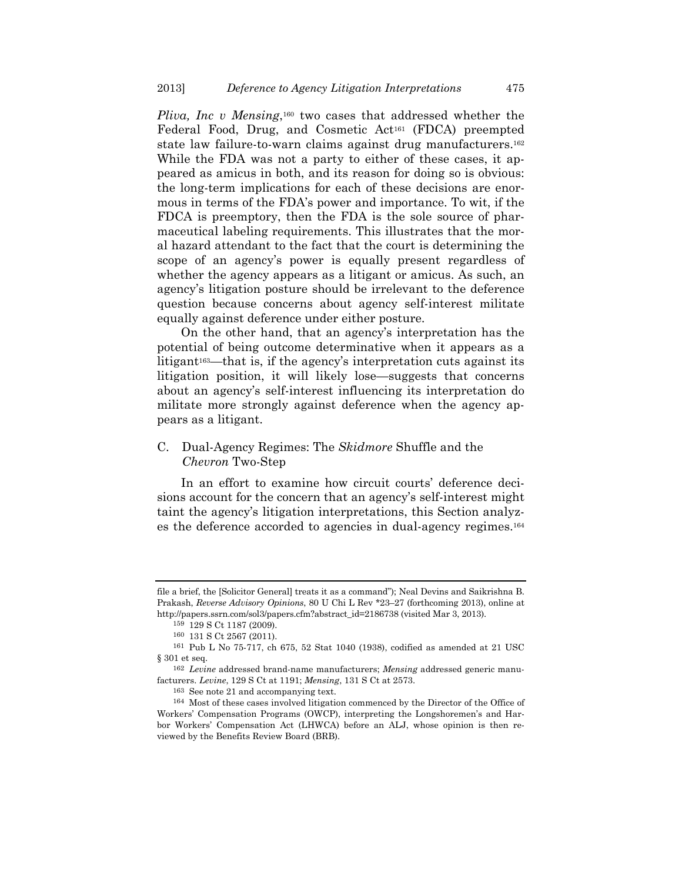*Pliva, Inc v Mensing*,[160] two cases that addressed whether the Federal Food, Drug, and Cosmetic Act[161] (FDCA) preempted state law failure-to-warn claims against drug manufacturers.[162] While the FDA was not a party to either of these cases, it appeared as amicus in both, and its reason for doing so is obvious: the long-term implications for each of these decisions are enormous in terms of the FDA's power and importance. To wit, if the FDCA is preemptory, then the FDA is the sole source of pharmaceutical labeling requirements. This illustrates that the moral hazard attendant to the fact that the court is determining the scope of an agency's power is equally present regardless of whether the agency appears as a litigant or amicus. As such, an agency's litigation posture should be irrelevant to the deference question because concerns about agency self-interest militate equally against deference under either posture.

On the other hand, that an agency's interpretation has the potential of being outcome determinative when it appears as a litigant[163]—that is, if the agency's interpretation cuts against its litigation position, it will likely lose—suggests that concerns about an agency's self-interest influencing its interpretation do militate more strongly against deference when the agency appears as a litigant.

## C. Dual-Agency Regimes: The *Skidmore* Shuffle and the *Chevron* Two-Step

In an effort to examine how circuit courts' deference decisions account for the concern that an agency's self-interest might taint the agency's litigation interpretations, this Section analyzes the deference accorded to agencies in dual-agency regimes.[164]

---

file a brief, the [Solicitor General] treats it as a command"); Neal Devins and Saikrishna B. Prakash, *Reverse Advisory Opinions*, 80 U Chi L Rev *23–27 (forthcoming 2013), online at http://papers.ssrn.com/sol3/papers.cfm?abstract_id=2186738 (visited Mar 3, 2013).

[159] 129 S Ct 1187 (2009).

[160] 131 S Ct 2567 (2011).

[161] Pub L No 75-717, ch 675, 52 Stat 1040 (1938), codified as amended at 21 USC § 301 et seq.

[162] *Levine* addressed brand-name manufacturers; *Mensing* addressed generic manufacturers. *Levine*, 129 S Ct at 1191; *Mensing*, 131 S Ct at 2573.

[163] See note 21 and accompanying text.

[164] Most of these cases involved litigation commenced by the Director of the Office of Workers' Compensation Programs (OWCP), interpreting the Longshoremen's and Harbor Workers' Compensation Act (LHWCA) before an ALJ, whose opinion is then reviewed by the Benefits Review Board (BRB).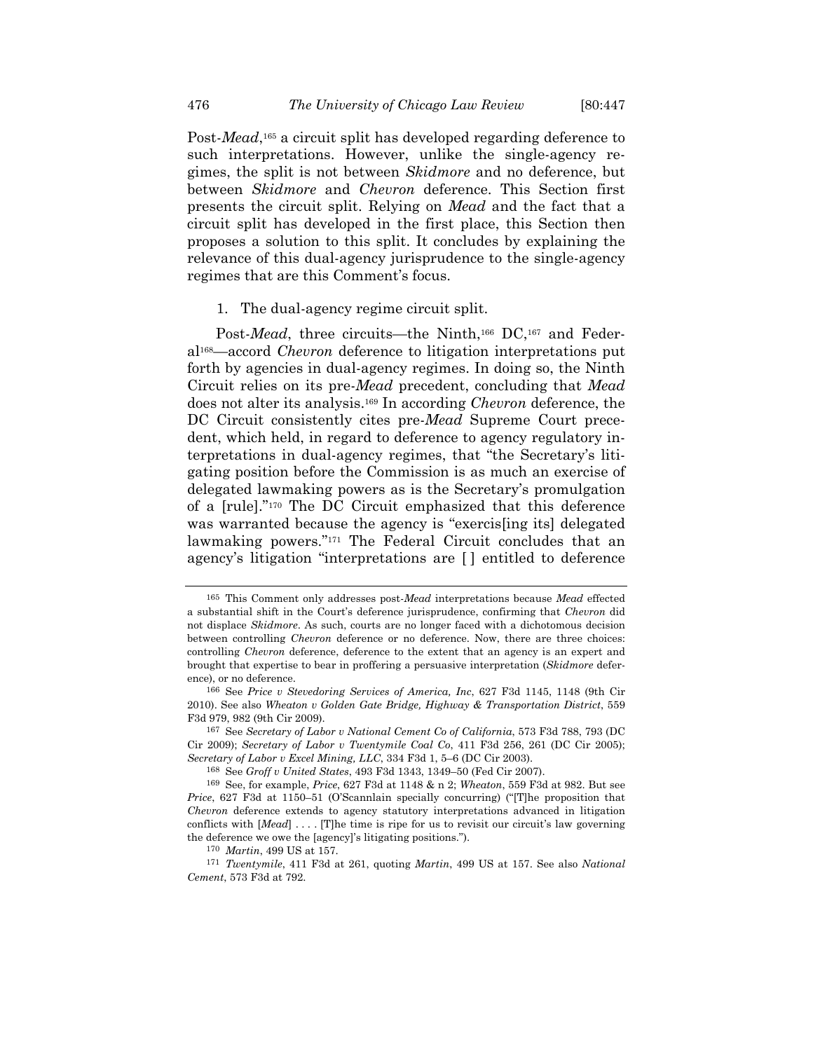Post-*Mead*,[165] a circuit split has developed regarding deference to such interpretations. However, unlike the single-agency regimes, the split is not between *Skidmore* and no deference, but between *Skidmore* and *Chevron* deference. This Section first presents the circuit split. Relying on *Mead* and the fact that a circuit split has developed in the first place, this Section then proposes a solution to this split. It concludes by explaining the relevance of this dual-agency jurisprudence to the single-agency regimes that are this Comment's focus.

1. The dual-agency regime circuit split.

Post-*Mead*, three circuits—the Ninth,[166] DC,[167] and Federal[168]—accord *Chevron* deference to litigation interpretations put forth by agencies in dual-agency regimes. In doing so, the Ninth Circuit relies on its pre-*Mead* precedent, concluding that *Mead* does not alter its analysis.[169] In according *Chevron* deference, the DC Circuit consistently cites pre-*Mead* Supreme Court precedent, which held, in regard to deference to agency regulatory interpretations in dual-agency regimes, that "the Secretary's litigating position before the Commission is as much an exercise of delegated lawmaking powers as is the Secretary's promulgation of a [rule]."[170] The DC Circuit emphasized that this deference was warranted because the agency is "exercis[ing its] delegated lawmaking powers."[171] The Federal Circuit concludes that an agency's litigation "interpretations are [ ] entitled to deference

---

[165] This Comment only addresses post-*Mead* interpretations because *Mead* effected a substantial shift in the Court's deference jurisprudence, confirming that *Chevron* did not displace *Skidmore*. As such, courts are no longer faced with a dichotomous decision between controlling *Chevron* deference or no deference. Now, there are three choices: controlling *Chevron* deference, deference to the extent that an agency is an expert and brought that expertise to bear in proffering a persuasive interpretation (*Skidmore* deference), or no deference.

[166] See *Price v Stevedoring Services of America, Inc*, 627 F3d 1145, 1148 (9th Cir 2010). See also *Wheaton v Golden Gate Bridge, Highway & Transportation District*, 559 F3d 979, 982 (9th Cir 2009).

[167] See *Secretary of Labor v National Cement Co of California*, 573 F3d 788, 793 (DC Cir 2009); *Secretary of Labor v Twentymile Coal Co*, 411 F3d 256, 261 (DC Cir 2005); *Secretary of Labor v Excel Mining, LLC*, 334 F3d 1, 5–6 (DC Cir 2003).

[168] See *Groff v United States*, 493 F3d 1343, 1349–50 (Fed Cir 2007).

[169] See, for example, *Price*, 627 F3d at 1148 & n 2; *Wheaton*, 559 F3d at 982. But see *Price*, 627 F3d at 1150–51 (O'Scannlain specially concurring) ("[T]he proposition that *Chevron* deference extends to agency statutory interpretations advanced in litigation conflicts with [*Mead*] . . . . [T]he time is ripe for us to revisit our circuit's law governing the deference we owe the [agency]'s litigating positions.").

[170] *Martin*, 499 US at 157.

[171] *Twentymile*, 411 F3d at 261, quoting *Martin*, 499 US at 157. See also *National Cement*, 573 F3d at 792.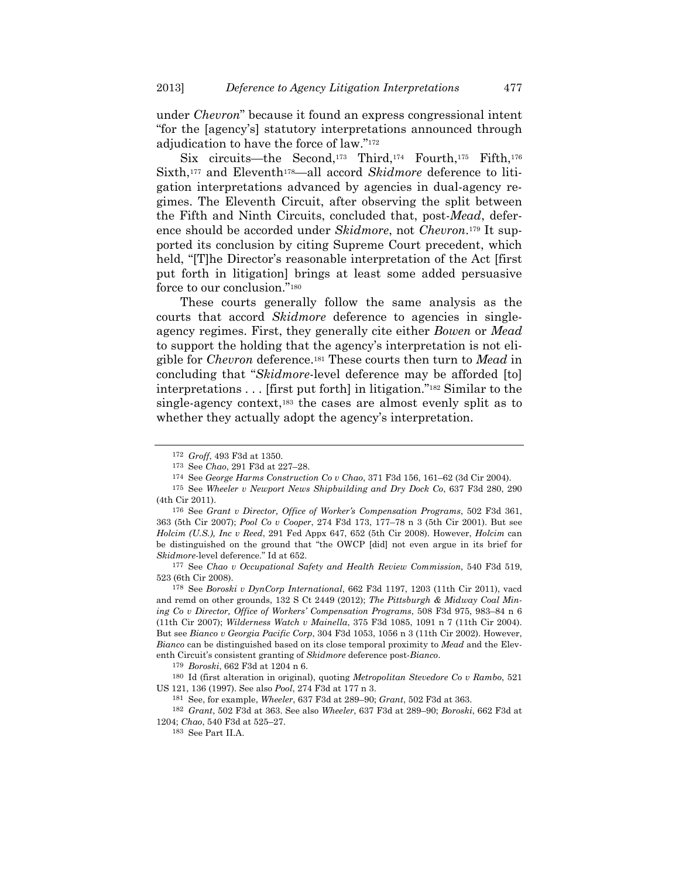under *Chevron*" because it found an express congressional intent "for the [agency's] statutory interpretations announced through adjudication to have the force of law."[172]

Six circuits—the Second,[173] Third,[174] Fourth,[175] Fifth,[176] Sixth,[177] and Eleventh[178]—all accord *Skidmore* deference to litigation interpretations advanced by agencies in dual-agency regimes. The Eleventh Circuit, after observing the split between the Fifth and Ninth Circuits, concluded that, post-*Mead*, deference should be accorded under *Skidmore*, not *Chevron*.[179] It supported its conclusion by citing Supreme Court precedent, which held, "[T]he Director's reasonable interpretation of the Act [first put forth in litigation] brings at least some added persuasive force to our conclusion."[180]

These courts generally follow the same analysis as the courts that accord *Skidmore* deference to agencies in single-agency regimes. First, they generally cite either *Bowen* or *Mead* to support the holding that the agency's interpretation is not eligible for *Chevron* deference.[181] These courts then turn to *Mead* in concluding that "*Skidmore*-level deference may be afforded [to] interpretations . . . [first put forth] in litigation."[182] Similar to the single-agency context,[183] the cases are almost evenly split as to whether they actually adopt the agency's interpretation.

---

[172] *Groff*, 493 F3d at 1350.

[173] See *Chao*, 291 F3d at 227–28.

[174] See *George Harms Construction Co v Chao*, 371 F3d 156, 161–62 (3d Cir 2004).

[175] See *Wheeler v Newport News Shipbuilding and Dry Dock Co*, 637 F3d 280, 290 (4th Cir 2011).

[176] See *Grant v Director, Office of Worker's Compensation Programs*, 502 F3d 361, 363 (5th Cir 2007); *Pool Co v Cooper*, 274 F3d 173, 177–78 n 3 (5th Cir 2001). But see *Holcim (U.S.), Inc v Reed*, 291 Fed Appx 647, 652 (5th Cir 2008). However, *Holcim* can be distinguished on the ground that "the OWCP [did] not even argue in its brief for *Skidmore*-level deference." Id at 652.

[177] See *Chao v Occupational Safety and Health Review Commission*, 540 F3d 519, 523 (6th Cir 2008).

[178] See *Boroski v DynCorp International*, 662 F3d 1197, 1203 (11th Cir 2011), vacd and remd on other grounds, 132 S Ct 2449 (2012); *The Pittsburgh & Midway Coal Mining Co v Director, Office of Workers' Compensation Programs*, 508 F3d 975, 983–84 n 6 (11th Cir 2007); *Wilderness Watch v Mainella*, 375 F3d 1085, 1091 n 7 (11th Cir 2004). But see *Bianco v Georgia Pacific Corp*, 304 F3d 1053, 1056 n 3 (11th Cir 2002). However, *Bianco* can be distinguished based on its close temporal proximity to *Mead* and the Eleventh Circuit's consistent granting of *Skidmore* deference post-*Bianco*.

[179] *Boroski*, 662 F3d at 1204 n 6.

[180] Id (first alteration in original), quoting *Metropolitan Stevedore Co v Rambo*, 521 US 121, 136 (1997). See also *Pool*, 274 F3d at 177 n 3.

[181] See, for example, *Wheeler*, 637 F3d at 289–90; *Grant*, 502 F3d at 363.

[182] *Grant*, 502 F3d at 363. See also *Wheeler*, 637 F3d at 289–90; *Boroski*, 662 F3d at 1204; *Chao*, 540 F3d at 525–27.

[183] See Part II.A.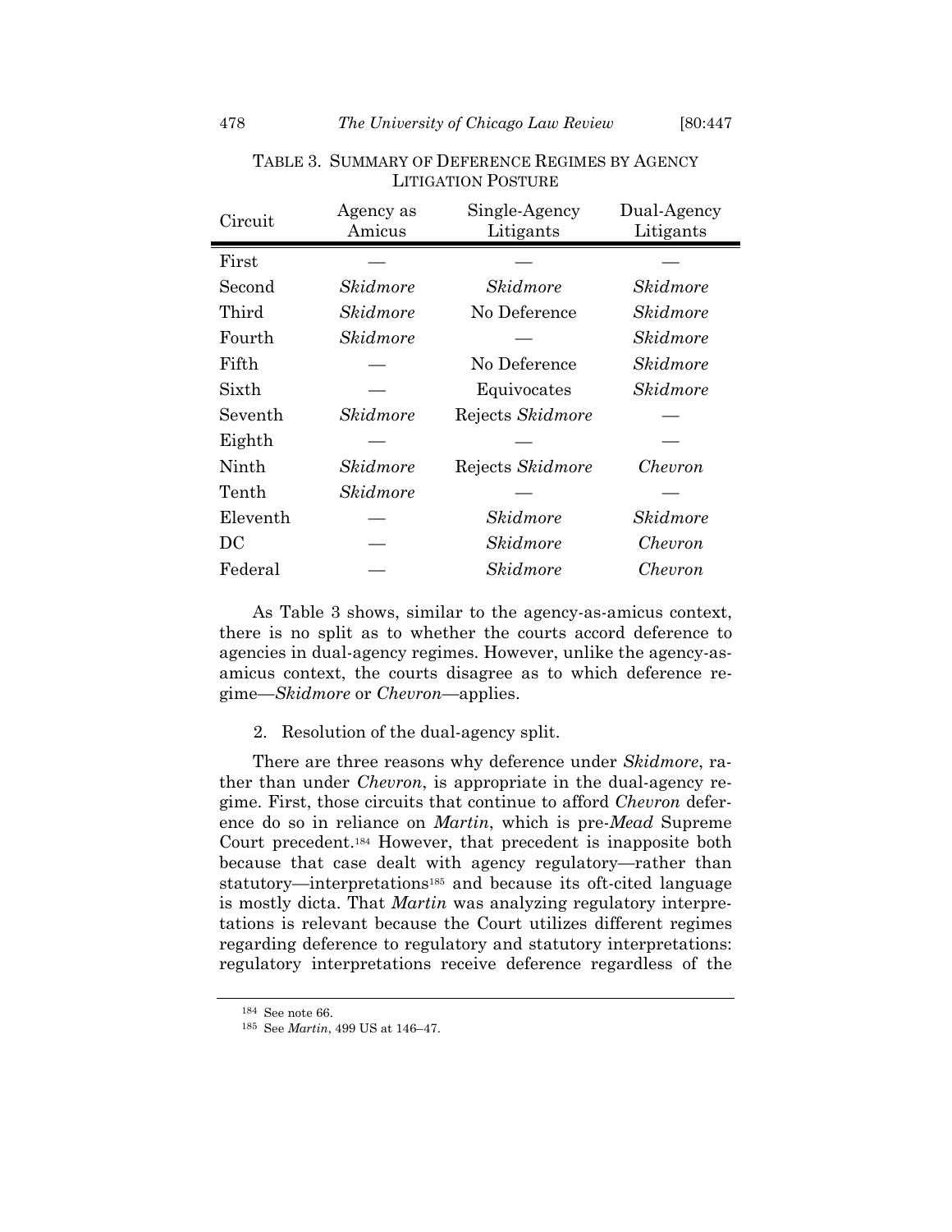TABLE 3. SUMMARY OF DEFERENCE REGIMES BY AGENCY LITIGATION POSTURE

| Circuit | Agency as Amicus | Single-Agency Litigants | Dual-Agency Litigants |
|---|---|---|---|
| First | — | — | — |
| Second | *Skidmore* | *Skidmore* | *Skidmore* |
| Third | *Skidmore* | No Deference | *Skidmore* |
| Fourth | *Skidmore* | — | *Skidmore* |
| Fifth | — | No Deference | *Skidmore* |
| Sixth | — | Equivocates | *Skidmore* |
| Seventh | *Skidmore* | Rejects *Skidmore* | — |
| Eighth | — | — | — |
| Ninth | *Skidmore* | Rejects *Skidmore* | *Chevron* |
| Tenth | *Skidmore* | — | — |
| Eleventh | — | *Skidmore* | *Skidmore* |
| DC | — | *Skidmore* | *Chevron* |
| Federal | — | *Skidmore* | *Chevron* |

As Table 3 shows, similar to the agency-as-amicus context, there is no split as to whether the courts accord deference to agencies in dual-agency regimes. However, unlike the agency-as-amicus context, the courts disagree as to which deference regime—*Skidmore* or *Chevron*—applies.

2. Resolution of the dual-agency split.

There are three reasons why deference under *Skidmore*, rather than under *Chevron*, is appropriate in the dual-agency regime. First, those circuits that continue to afford *Chevron* deference do so in reliance on *Martin*, which is pre-*Mead* Supreme Court precedent.[184] However, that precedent is inapposite both because that case dealt with agency regulatory—rather than statutory—interpretations[185] and because its oft-cited language is mostly dicta. That *Martin* was analyzing regulatory interpretations is relevant because the Court utilizes different regimes regarding deference to regulatory and statutory interpretations: regulatory interpretations receive deference regardless of the

[184] See note 66.

[185] See *Martin*, 499 US at 146–47.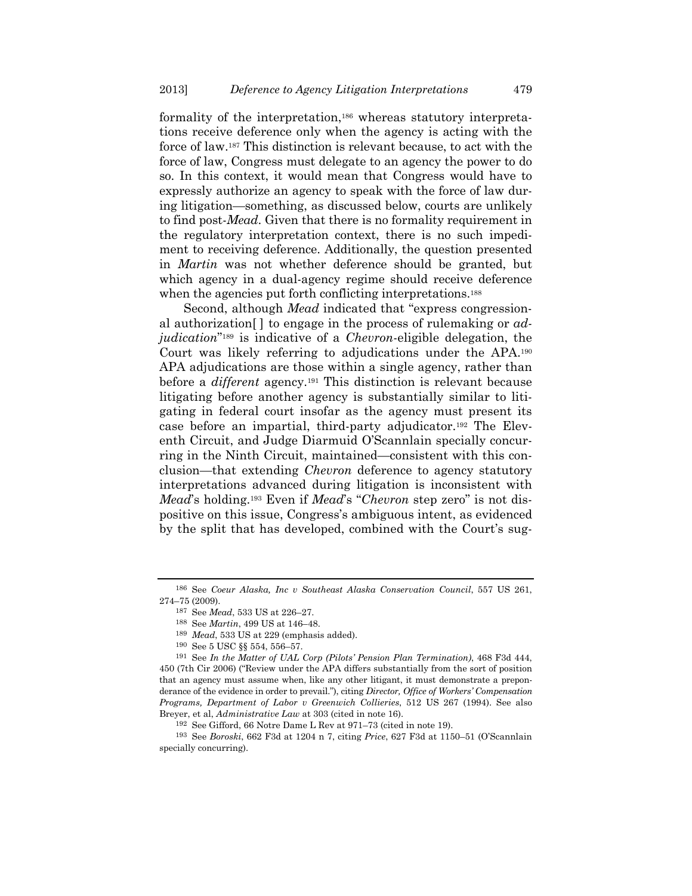formality of the interpretation,[186] whereas statutory interpretations receive deference only when the agency is acting with the force of law.[187] This distinction is relevant because, to act with the force of law, Congress must delegate to an agency the power to do so. In this context, it would mean that Congress would have to expressly authorize an agency to speak with the force of law during litigation—something, as discussed below, courts are unlikely to find post-*Mead*. Given that there is no formality requirement in the regulatory interpretation context, there is no such impediment to receiving deference. Additionally, the question presented in *Martin* was not whether deference should be granted, but which agency in a dual-agency regime should receive deference when the agencies put forth conflicting interpretations.[188]

Second, although *Mead* indicated that "express congressional authorization[ ] to engage in the process of rulemaking or *adjudication*"[189] is indicative of a *Chevron*-eligible delegation, the Court was likely referring to adjudications under the APA.[190] APA adjudications are those within a single agency, rather than before a *different* agency.[191] This distinction is relevant because litigating before another agency is substantially similar to litigating in federal court insofar as the agency must present its case before an impartial, third-party adjudicator.[192] The Eleventh Circuit, and Judge Diarmuid O'Scannlain specially concurring in the Ninth Circuit, maintained—consistent with this conclusion—that extending *Chevron* deference to agency statutory interpretations advanced during litigation is inconsistent with *Mead*'s holding.[193] Even if *Mead*'s "*Chevron* step zero" is not dispositive on this issue, Congress's ambiguous intent, as evidenced by the split that has developed, combined with the Court's sug-

---

[186] See *Coeur Alaska, Inc v Southeast Alaska Conservation Council*, 557 US 261, 274–75 (2009).

[187] See *Mead*, 533 US at 226–27.

[188] See *Martin*, 499 US at 146–48.

[189] *Mead*, 533 US at 229 (emphasis added).

[190] See 5 USC §§ 554, 556–57.

[191] See *In the Matter of UAL Corp (Pilots' Pension Plan Termination)*, 468 F3d 444, 450 (7th Cir 2006) ("Review under the APA differs substantially from the sort of position that an agency must assume when, like any other litigant, it must demonstrate a preponderance of the evidence in order to prevail."), citing *Director, Office of Workers' Compensation Programs, Department of Labor v Greenwich Collieries*, 512 US 267 (1994). See also Breyer, et al, *Administrative Law* at 303 (cited in note 16).

[192] See Gifford, 66 Notre Dame L Rev at 971–73 (cited in note 19).

[193] See *Boroski*, 662 F3d at 1204 n 7, citing *Price*, 627 F3d at 1150–51 (O'Scannlain specially concurring).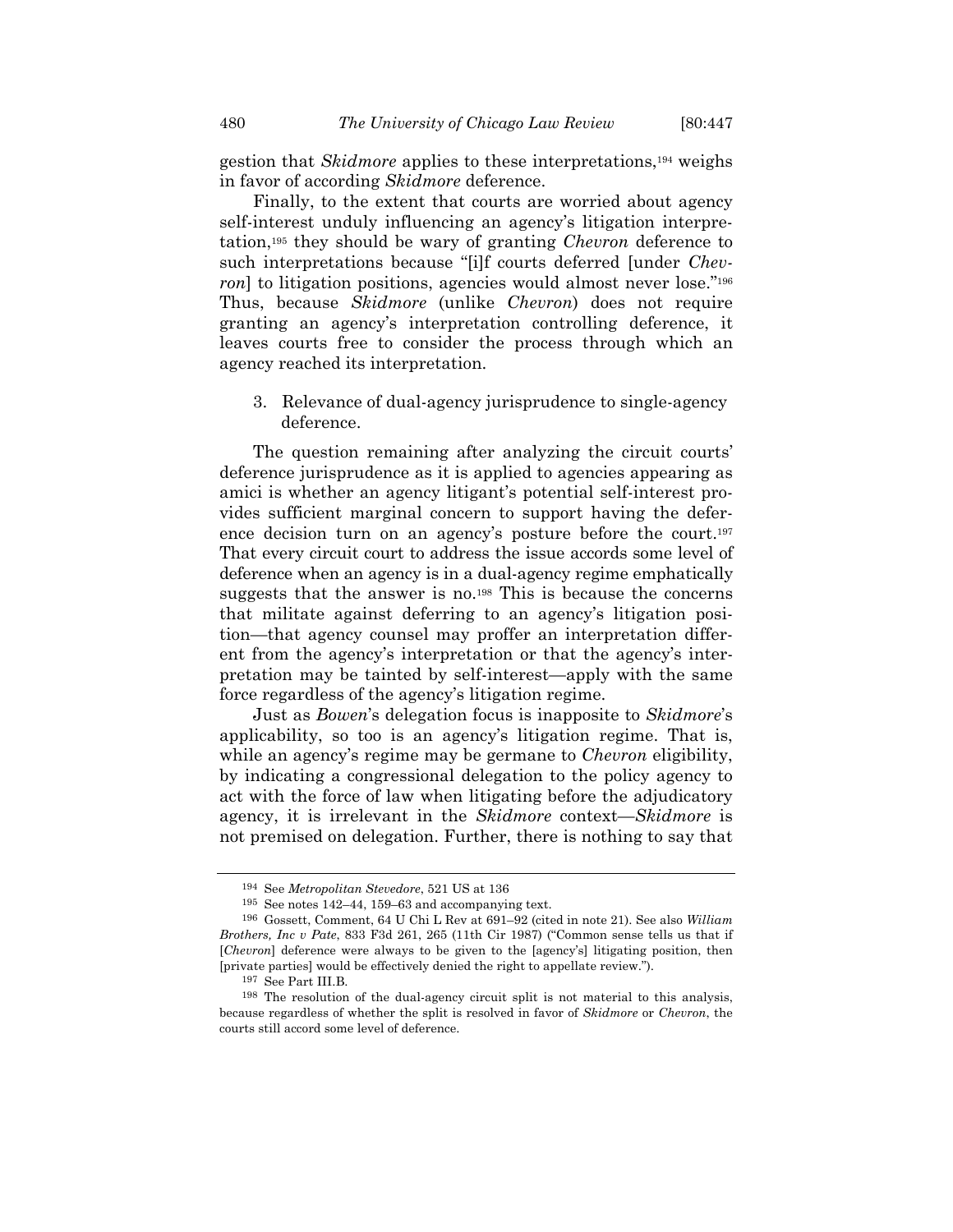gestion that *Skidmore* applies to these interpretations,[194] weighs in favor of according *Skidmore* deference.

Finally, to the extent that courts are worried about agency self-interest unduly influencing an agency's litigation interpretation,[195] they should be wary of granting *Chevron* deference to such interpretations because "[i]f courts deferred [under *Chevron*] to litigation positions, agencies would almost never lose."[196] Thus, because *Skidmore* (unlike *Chevron*) does not require granting an agency's interpretation controlling deference, it leaves courts free to consider the process through which an agency reached its interpretation.

3. Relevance of dual-agency jurisprudence to single-agency deference.

The question remaining after analyzing the circuit courts' deference jurisprudence as it is applied to agencies appearing as amici is whether an agency litigant's potential self-interest provides sufficient marginal concern to support having the deference decision turn on an agency's posture before the court.[197] That every circuit court to address the issue accords some level of deference when an agency is in a dual-agency regime emphatically suggests that the answer is no.[198] This is because the concerns that militate against deferring to an agency's litigation position—that agency counsel may proffer an interpretation different from the agency's interpretation or that the agency's interpretation may be tainted by self-interest—apply with the same force regardless of the agency's litigation regime.

Just as *Bowen*'s delegation focus is inapposite to *Skidmore*'s applicability, so too is an agency's litigation regime. That is, while an agency's regime may be germane to *Chevron* eligibility, by indicating a congressional delegation to the policy agency to act with the force of law when litigating before the adjudicatory agency, it is irrelevant in the *Skidmore* context—*Skidmore* is not premised on delegation. Further, there is nothing to say that

---

194 See *Metropolitan Stevedore*, 521 US at 136

195 See notes 142–44, 159–63 and accompanying text.

196 Gossett, Comment, 64 U Chi L Rev at 691–92 (cited in note 21). See also *William Brothers, Inc v Pate*, 833 F3d 261, 265 (11th Cir 1987) ("Common sense tells us that if [*Chevron*] deference were always to be given to the [agency's] litigating position, then [private parties] would be effectively denied the right to appellate review.").

197 See Part III.B.

198 The resolution of the dual-agency circuit split is not material to this analysis, because regardless of whether the split is resolved in favor of *Skidmore* or *Chevron*, the courts still accord some level of deference.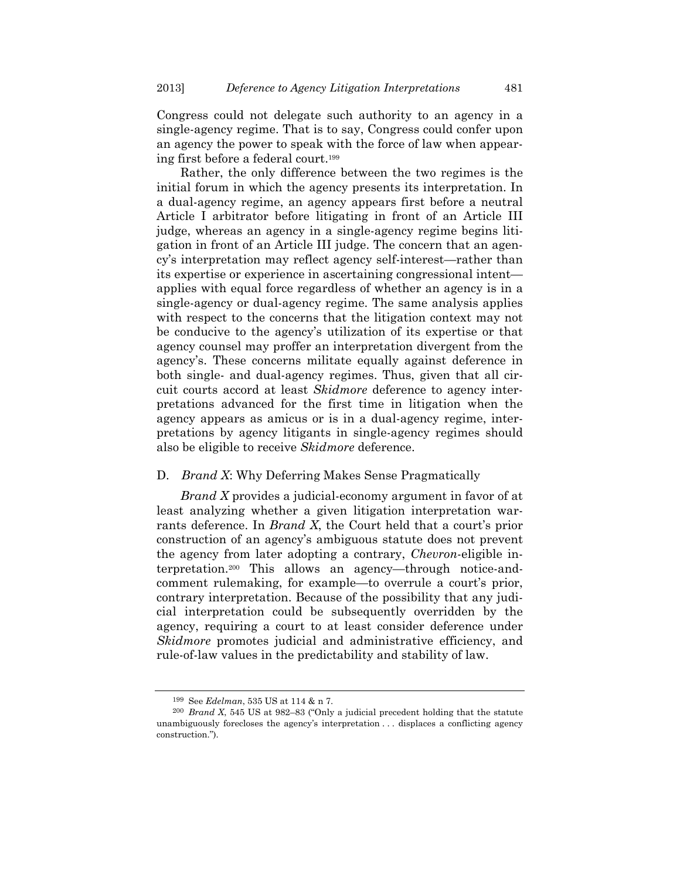Congress could not delegate such authority to an agency in a single-agency regime. That is to say, Congress could confer upon an agency the power to speak with the force of law when appearing first before a federal court.[199]

Rather, the only difference between the two regimes is the initial forum in which the agency presents its interpretation. In a dual-agency regime, an agency appears first before a neutral Article I arbitrator before litigating in front of an Article III judge, whereas an agency in a single-agency regime begins litigation in front of an Article III judge. The concern that an agency's interpretation may reflect agency self-interest—rather than its expertise or experience in ascertaining congressional intent—applies with equal force regardless of whether an agency is in a single-agency or dual-agency regime. The same analysis applies with respect to the concerns that the litigation context may not be conducive to the agency's utilization of its expertise or that agency counsel may proffer an interpretation divergent from the agency's. These concerns militate equally against deference in both single- and dual-agency regimes. Thus, given that all circuit courts accord at least *Skidmore* deference to agency interpretations advanced for the first time in litigation when the agency appears as amicus or is in a dual-agency regime, interpretations by agency litigants in single-agency regimes should also be eligible to receive *Skidmore* deference.

### D. *Brand X*: Why Deferring Makes Sense Pragmatically

*Brand X* provides a judicial-economy argument in favor of at least analyzing whether a given litigation interpretation warrants deference. In *Brand X*, the Court held that a court's prior construction of an agency's ambiguous statute does not prevent the agency from later adopting a contrary, *Chevron*-eligible interpretation.[200] This allows an agency—through notice-and-comment rulemaking, for example—to overrule a court's prior, contrary interpretation. Because of the possibility that any judicial interpretation could be subsequently overridden by the agency, requiring a court to at least consider deference under *Skidmore* promotes judicial and administrative efficiency, and rule-of-law values in the predictability and stability of law.

---

[199] See *Edelman*, 535 US at 114 & n 7.

[200] *Brand X*, 545 US at 982–83 ("Only a judicial precedent holding that the statute unambiguously forecloses the agency's interpretation . . . displaces a conflicting agency construction.").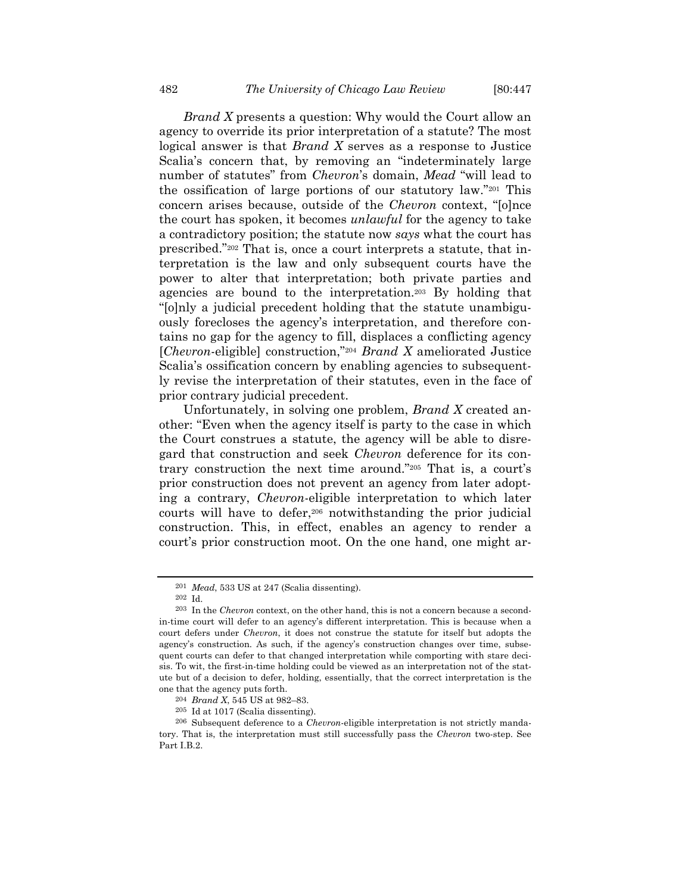*Brand X* presents a question: Why would the Court allow an agency to override its prior interpretation of a statute? The most logical answer is that *Brand X* serves as a response to Justice Scalia's concern that, by removing an "indeterminately large number of statutes" from *Chevron*'s domain, *Mead* "will lead to the ossification of large portions of our statutory law."[201] This concern arises because, outside of the *Chevron* context, "[o]nce the court has spoken, it becomes *unlawful* for the agency to take a contradictory position; the statute now *says* what the court has prescribed."[202] That is, once a court interprets a statute, that interpretation is the law and only subsequent courts have the power to alter that interpretation; both private parties and agencies are bound to the interpretation.[203] By holding that "[o]nly a judicial precedent holding that the statute unambiguously forecloses the agency's interpretation, and therefore contains no gap for the agency to fill, displaces a conflicting agency [*Chevron*-eligible] construction,"[204] *Brand X* ameliorated Justice Scalia's ossification concern by enabling agencies to subsequently revise the interpretation of their statutes, even in the face of prior contrary judicial precedent.

Unfortunately, in solving one problem, *Brand X* created another: "Even when the agency itself is party to the case in which the Court construes a statute, the agency will be able to disregard that construction and seek *Chevron* deference for its contrary construction the next time around."[205] That is, a court's prior construction does not prevent an agency from later adopting a contrary, *Chevron*-eligible interpretation to which later courts will have to defer,[206] notwithstanding the prior judicial construction. This, in effect, enables an agency to render a court's prior construction moot. On the one hand, one might ar-

---

[201] *Mead*, 533 US at 247 (Scalia dissenting).

[202] Id.

[203] In the *Chevron* context, on the other hand, this is not a concern because a second-in-time court will defer to an agency's different interpretation. This is because when a court defers under *Chevron*, it does not construe the statute for itself but adopts the agency's construction. As such, if the agency's construction changes over time, subsequent courts can defer to that changed interpretation while comporting with stare decisis. To wit, the first-in-time holding could be viewed as an interpretation not of the statute but of a decision to defer, holding, essentially, that the correct interpretation is the one that the agency puts forth.

[204] *Brand X*, 545 US at 982–83.

[205] Id at 1017 (Scalia dissenting).

[206] Subsequent deference to a *Chevron*-eligible interpretation is not strictly mandatory. That is, the interpretation must still successfully pass the *Chevron* two-step. See Part I.B.2.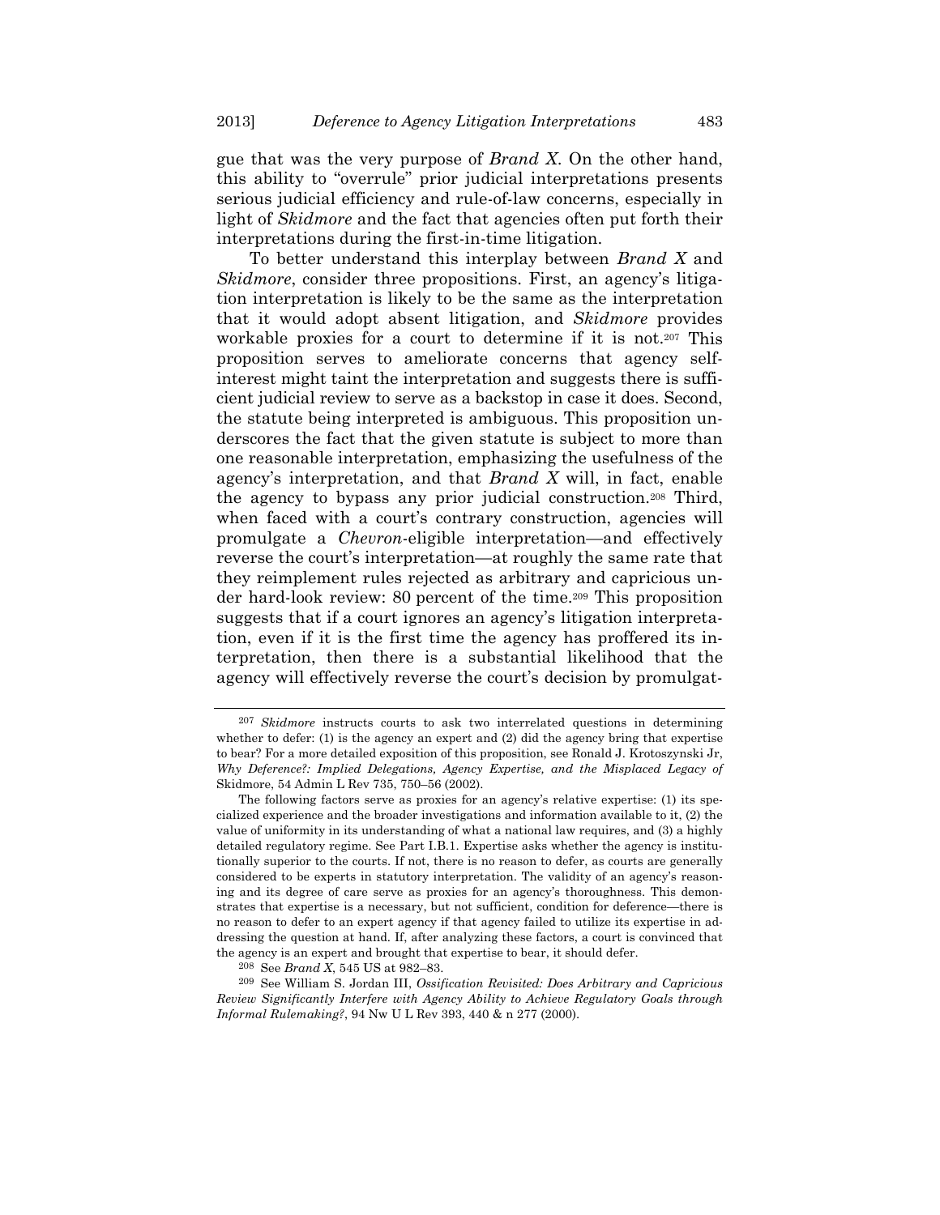gue that was the very purpose of *Brand X*. On the other hand, this ability to "overrule" prior judicial interpretations presents serious judicial efficiency and rule-of-law concerns, especially in light of *Skidmore* and the fact that agencies often put forth their interpretations during the first-in-time litigation.

To better understand this interplay between *Brand X* and *Skidmore*, consider three propositions. First, an agency's litigation interpretation is likely to be the same as the interpretation that it would adopt absent litigation, and *Skidmore* provides workable proxies for a court to determine if it is not.[207] This proposition serves to ameliorate concerns that agency self-interest might taint the interpretation and suggests there is sufficient judicial review to serve as a backstop in case it does. Second, the statute being interpreted is ambiguous. This proposition underscores the fact that the given statute is subject to more than one reasonable interpretation, emphasizing the usefulness of the agency's interpretation, and that *Brand X* will, in fact, enable the agency to bypass any prior judicial construction.[208] Third, when faced with a court's contrary construction, agencies will promulgate a *Chevron*-eligible interpretation—and effectively reverse the court's interpretation—at roughly the same rate that they reimplement rules rejected as arbitrary and capricious under hard-look review: 80 percent of the time.[209] This proposition suggests that if a court ignores an agency's litigation interpretation, even if it is the first time the agency has proffered its interpretation, then there is a substantial likelihood that the agency will effectively reverse the court's decision by promulgat-

---

[207] *Skidmore* instructs courts to ask two interrelated questions in determining whether to defer: (1) is the agency an expert and (2) did the agency bring that expertise to bear? For a more detailed exposition of this proposition, see Ronald J. Krotoszynski Jr, *Why Deference?: Implied Delegations, Agency Expertise, and the Misplaced Legacy of* Skidmore, 54 Admin L Rev 735, 750–56 (2002).

The following factors serve as proxies for an agency's relative expertise: (1) its specialized experience and the broader investigations and information available to it, (2) the value of uniformity in its understanding of what a national law requires, and (3) a highly detailed regulatory regime. See Part I.B.1. Expertise asks whether the agency is institutionally superior to the courts. If not, there is no reason to defer, as courts are generally considered to be experts in statutory interpretation. The validity of an agency's reasoning and its degree of care serve as proxies for an agency's thoroughness. This demonstrates that expertise is a necessary, but not sufficient, condition for deference—there is no reason to defer to an expert agency if that agency failed to utilize its expertise in addressing the question at hand. If, after analyzing these factors, a court is convinced that the agency is an expert and brought that expertise to bear, it should defer.

[208] See *Brand X*, 545 US at 982–83.

[209] See William S. Jordan III, *Ossification Revisited: Does Arbitrary and Capricious Review Significantly Interfere with Agency Ability to Achieve Regulatory Goals through Informal Rulemaking?*, 94 Nw U L Rev 393, 440 & n 277 (2000).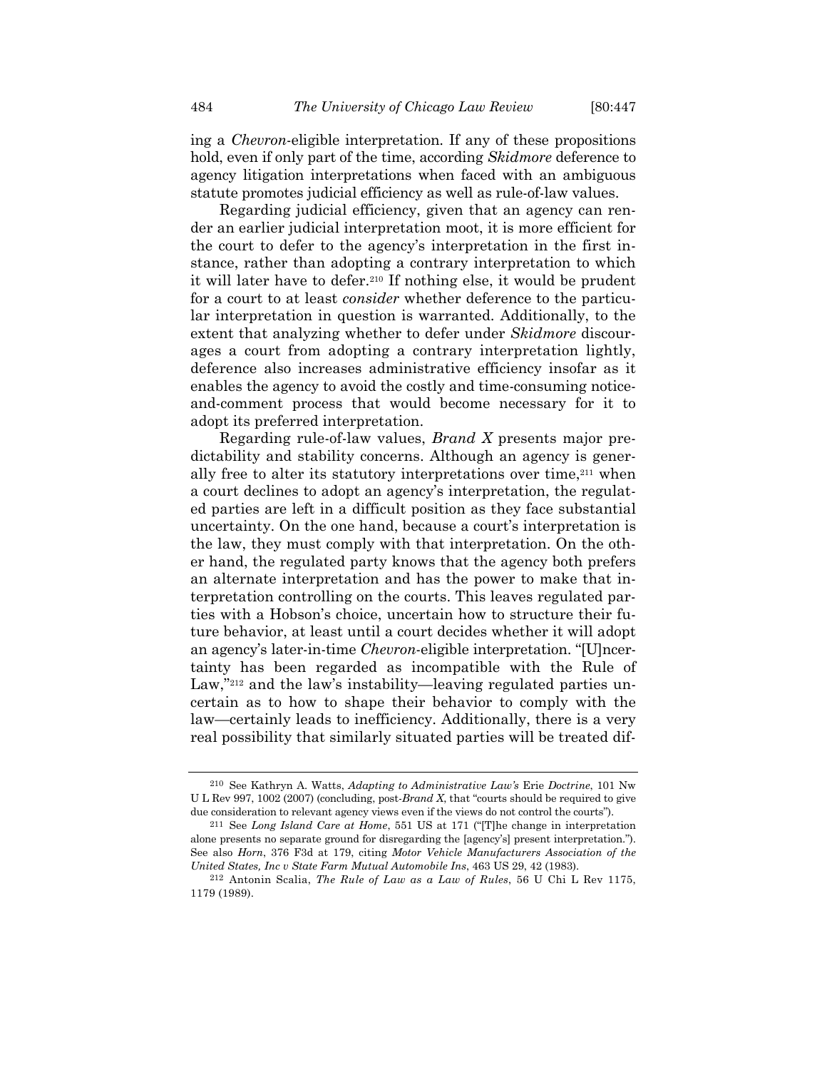ing a *Chevron*-eligible interpretation. If any of these propositions hold, even if only part of the time, according *Skidmore* deference to agency litigation interpretations when faced with an ambiguous statute promotes judicial efficiency as well as rule-of-law values.

Regarding judicial efficiency, given that an agency can render an earlier judicial interpretation moot, it is more efficient for the court to defer to the agency's interpretation in the first instance, rather than adopting a contrary interpretation to which it will later have to defer.[210] If nothing else, it would be prudent for a court to at least *consider* whether deference to the particular interpretation in question is warranted. Additionally, to the extent that analyzing whether to defer under *Skidmore* discourages a court from adopting a contrary interpretation lightly, deference also increases administrative efficiency insofar as it enables the agency to avoid the costly and time-consuming notice-and-comment process that would become necessary for it to adopt its preferred interpretation.

Regarding rule-of-law values, *Brand X* presents major predictability and stability concerns. Although an agency is generally free to alter its statutory interpretations over time,[211] when a court declines to adopt an agency's interpretation, the regulated parties are left in a difficult position as they face substantial uncertainty. On the one hand, because a court's interpretation is the law, they must comply with that interpretation. On the other hand, the regulated party knows that the agency both prefers an alternate interpretation and has the power to make that interpretation controlling on the courts. This leaves regulated parties with a Hobson's choice, uncertain how to structure their future behavior, at least until a court decides whether it will adopt an agency's later-in-time *Chevron*-eligible interpretation. "[U]ncertainty has been regarded as incompatible with the Rule of Law,"[212] and the law's instability—leaving regulated parties uncertain as to how to shape their behavior to comply with the law—certainly leads to inefficiency. Additionally, there is a very real possibility that similarly situated parties will be treated dif-

---

[210] See Kathryn A. Watts, *Adapting to Administrative Law's* Erie *Doctrine*, 101 Nw U L Rev 997, 1002 (2007) (concluding, post-*Brand X*, that "courts should be required to give due consideration to relevant agency views even if the views do not control the courts").

[211] See *Long Island Care at Home*, 551 US at 171 ("[T]he change in interpretation alone presents no separate ground for disregarding the [agency's] present interpretation."). See also *Horn*, 376 F3d at 179, citing *Motor Vehicle Manufacturers Association of the United States, Inc v State Farm Mutual Automobile Ins*, 463 US 29, 42 (1983).

[212] Antonin Scalia, *The Rule of Law as a Law of Rules*, 56 U Chi L Rev 1175, 1179 (1989).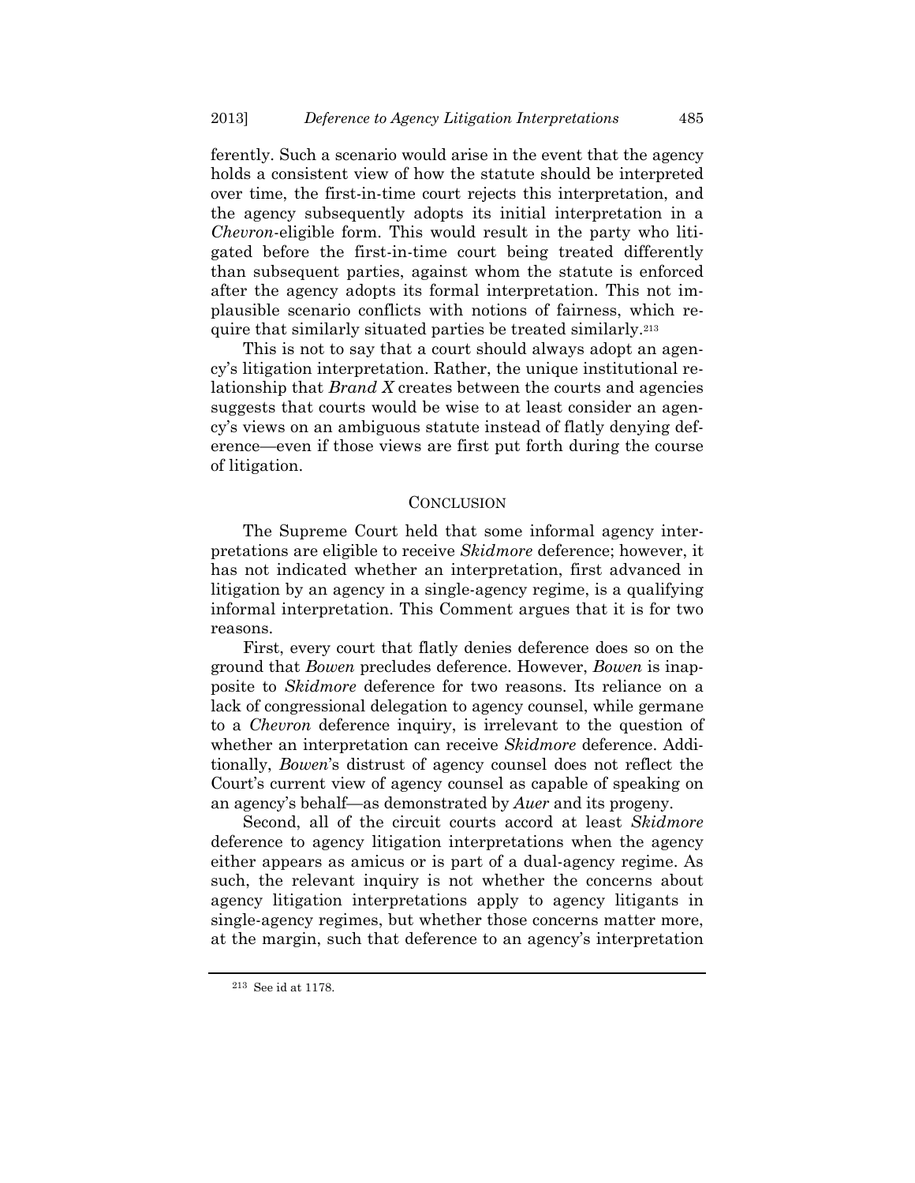ferently. Such a scenario would arise in the event that the agency holds a consistent view of how the statute should be interpreted over time, the first-in-time court rejects this interpretation, and the agency subsequently adopts its initial interpretation in a *Chevron*-eligible form. This would result in the party who litigated before the first-in-time court being treated differently than subsequent parties, against whom the statute is enforced after the agency adopts its formal interpretation. This not implausible scenario conflicts with notions of fairness, which require that similarly situated parties be treated similarly.[213]

This is not to say that a court should always adopt an agency's litigation interpretation. Rather, the unique institutional relationship that *Brand X* creates between the courts and agencies suggests that courts would be wise to at least consider an agency's views on an ambiguous statute instead of flatly denying deference—even if those views are first put forth during the course of litigation.

## CONCLUSION

The Supreme Court held that some informal agency interpretations are eligible to receive *Skidmore* deference; however, it has not indicated whether an interpretation, first advanced in litigation by an agency in a single-agency regime, is a qualifying informal interpretation. This Comment argues that it is for two reasons.

First, every court that flatly denies deference does so on the ground that *Bowen* precludes deference. However, *Bowen* is inapposite to *Skidmore* deference for two reasons. Its reliance on a lack of congressional delegation to agency counsel, while germane to a *Chevron* deference inquiry, is irrelevant to the question of whether an interpretation can receive *Skidmore* deference. Additionally, *Bowen*'s distrust of agency counsel does not reflect the Court's current view of agency counsel as capable of speaking on an agency's behalf—as demonstrated by *Auer* and its progeny.

Second, all of the circuit courts accord at least *Skidmore* deference to agency litigation interpretations when the agency either appears as amicus or is part of a dual-agency regime. As such, the relevant inquiry is not whether the concerns about agency litigation interpretations apply to agency litigants in single-agency regimes, but whether those concerns matter more, at the margin, such that deference to an agency's interpretation

---

[213] See id at 1178.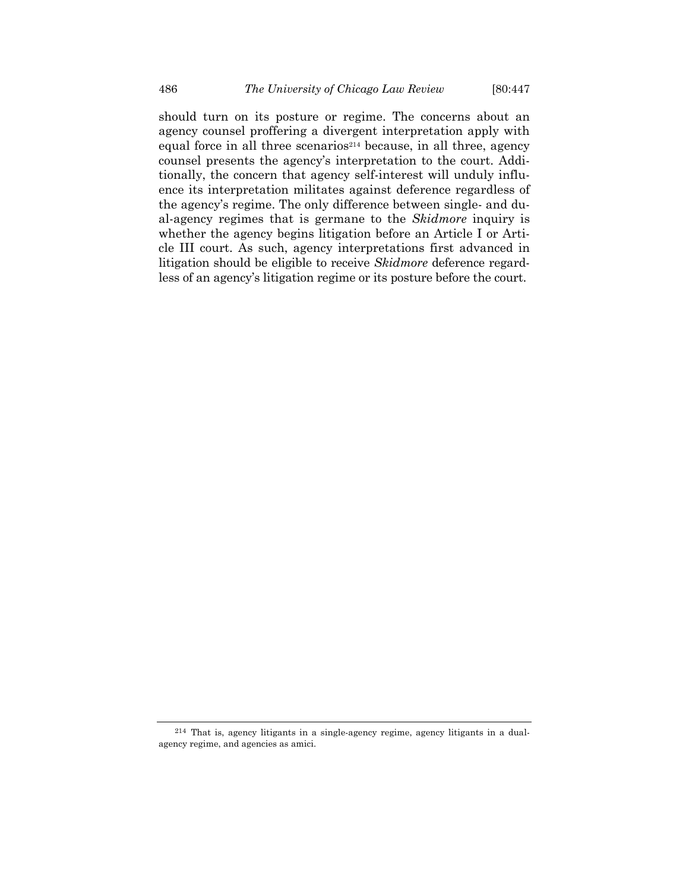should turn on its posture or regime. The concerns about an agency counsel proffering a divergent interpretation apply with equal force in all three scenarios[214] because, in all three, agency counsel presents the agency's interpretation to the court. Additionally, the concern that agency self-interest will unduly influence its interpretation militates against deference regardless of the agency's regime. The only difference between single- and dual-agency regimes that is germane to the *Skidmore* inquiry is whether the agency begins litigation before an Article I or Article III court. As such, agency interpretations first advanced in litigation should be eligible to receive *Skidmore* deference regardless of an agency's litigation regime or its posture before the court.

---

[214] That is, agency litigants in a single-agency regime, agency litigants in a dual-agency regime, and agencies as amici.